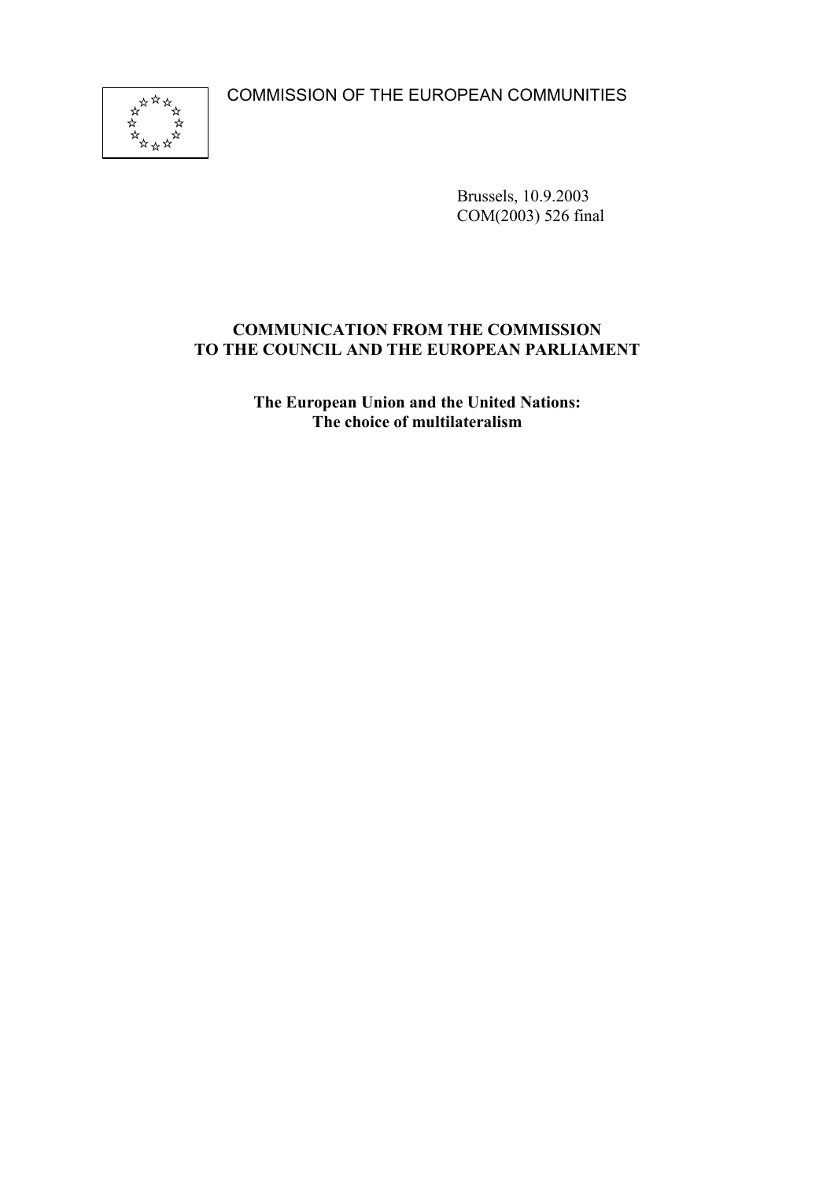COMMISSION OF THE EUROPEAN COMMUNITIES

Brussels, 10.9.2003
COM(2003) 526 final

**COMMUNICATION FROM THE COMMISSION TO THE COUNCIL AND THE EUROPEAN PARLIAMENT**

**The European Union and the United Nations: The choice of multilateralism**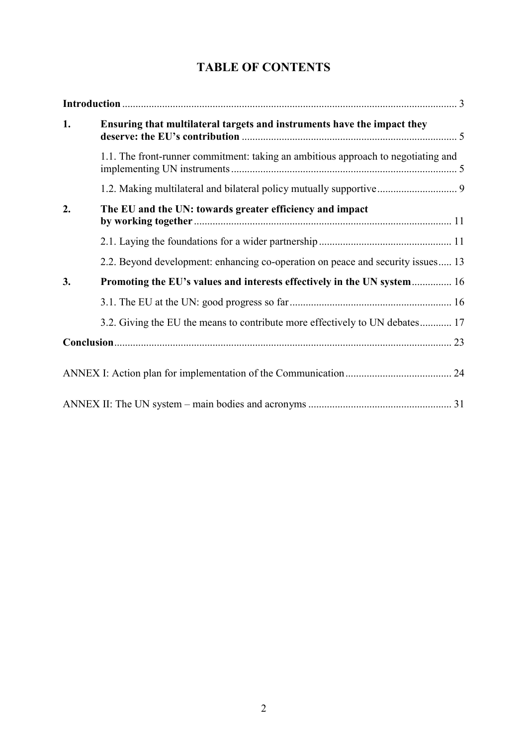# TABLE OF CONTENTS

**Introduction** ............................................................................................................ 3

**1. Ensuring that multilateral targets and instruments have the impact they deserve: the EU's contribution** ................................................................................ 5

1.1. The front-runner commitment: taking an ambitious approach to negotiating and implementing UN instruments .................................................................................... 5

1.2. Making multilateral and bilateral policy mutually supportive ............................. 9

**2. The EU and the UN: towards greater efficiency and impact by working together** ................................................................................................ 11

2.1. Laying the foundations for a wider partnership ................................................. 11

2.2. Beyond development: enhancing co-operation on peace and security issues ..... 13

**3. Promoting the EU's values and interests effectively in the UN system** .............. 16

3.1. The EU at the UN: good progress so far ............................................................ 16

3.2. Giving the EU the means to contribute more effectively to UN debates ............ 17

**Conclusion** ............................................................................................................. 23

ANNEX I: Action plan for implementation of the Communication ........................................ 24

ANNEX II: The UN system – main bodies and acronyms ...................................................... 31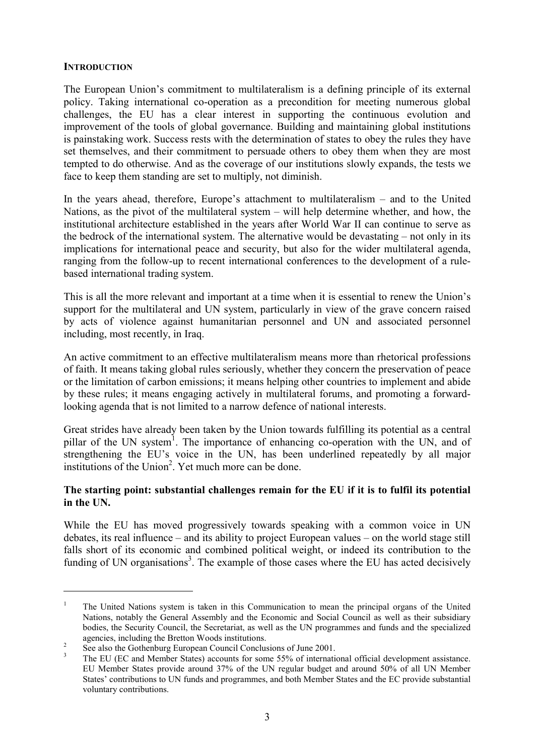## INTRODUCTION

The European Union's commitment to multilateralism is a defining principle of its external policy. Taking international co-operation as a precondition for meeting numerous global challenges, the EU has a clear interest in supporting the continuous evolution and improvement of the tools of global governance. Building and maintaining global institutions is painstaking work. Success rests with the determination of states to obey the rules they have set themselves, and their commitment to persuade others to obey them when they are most tempted to do otherwise. And as the coverage of our institutions slowly expands, the tests we face to keep them standing are set to multiply, not diminish.

In the years ahead, therefore, Europe's attachment to multilateralism – and to the United Nations, as the pivot of the multilateral system – will help determine whether, and how, the institutional architecture established in the years after World War II can continue to serve as the bedrock of the international system. The alternative would be devastating – not only in its implications for international peace and security, but also for the wider multilateral agenda, ranging from the follow-up to recent international conferences to the development of a rule-based international trading system.

This is all the more relevant and important at a time when it is essential to renew the Union's support for the multilateral and UN system, particularly in view of the grave concern raised by acts of violence against humanitarian personnel and UN and associated personnel including, most recently, in Iraq.

An active commitment to an effective multilateralism means more than rhetorical professions of faith. It means taking global rules seriously, whether they concern the preservation of peace or the limitation of carbon emissions; it means helping other countries to implement and abide by these rules; it means engaging actively in multilateral forums, and promoting a forward-looking agenda that is not limited to a narrow defence of national interests.

Great strides have already been taken by the Union towards fulfilling its potential as a central pillar of the UN system[1]. The importance of enhancing co-operation with the UN, and of strengthening the EU's voice in the UN, has been underlined repeatedly by all major institutions of the Union[2]. Yet much more can be done.

**The starting point: substantial challenges remain for the EU if it is to fulfil its potential in the UN.**

While the EU has moved progressively towards speaking with a common voice in UN debates, its real influence – and its ability to project European values – on the world stage still falls short of its economic and combined political weight, or indeed its contribution to the funding of UN organisations[3]. The example of those cases where the EU has acted decisively

---

[1] The United Nations system is taken in this Communication to mean the principal organs of the United Nations, notably the General Assembly and the Economic and Social Council as well as their subsidiary bodies, the Security Council, the Secretariat, as well as the UN programmes and funds and the specialized agencies, including the Bretton Woods institutions.

[2] See also the Gothenburg European Council Conclusions of June 2001.

[3] The EU (EC and Member States) accounts for some 55% of international official development assistance. EU Member States provide around 37% of the UN regular budget and around 50% of all UN Member States' contributions to UN funds and programmes, and both Member States and the EC provide substantial voluntary contributions.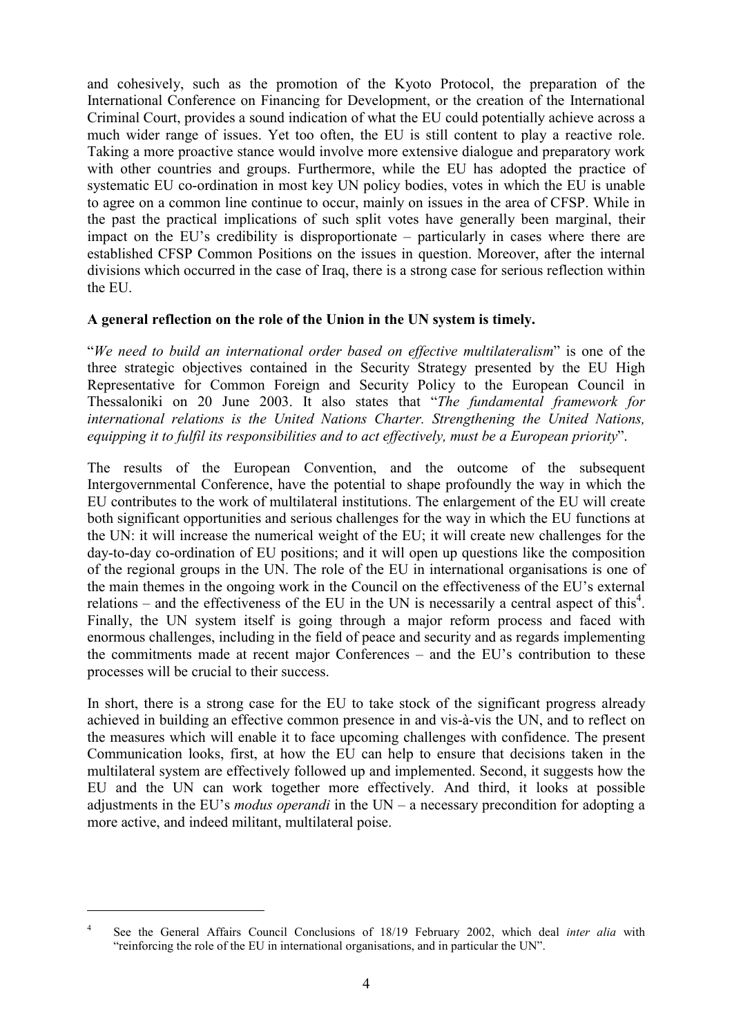and cohesively, such as the promotion of the Kyoto Protocol, the preparation of the International Conference on Financing for Development, or the creation of the International Criminal Court, provides a sound indication of what the EU could potentially achieve across a much wider range of issues. Yet too often, the EU is still content to play a reactive role. Taking a more proactive stance would involve more extensive dialogue and preparatory work with other countries and groups. Furthermore, while the EU has adopted the practice of systematic EU co-ordination in most key UN policy bodies, votes in which the EU is unable to agree on a common line continue to occur, mainly on issues in the area of CFSP. While in the past the practical implications of such split votes have generally been marginal, their impact on the EU's credibility is disproportionate – particularly in cases where there are established CFSP Common Positions on the issues in question. Moreover, after the internal divisions which occurred in the case of Iraq, there is a strong case for serious reflection within the EU.

**A general reflection on the role of the Union in the UN system is timely.**

"*We need to build an international order based on effective multilateralism*" is one of the three strategic objectives contained in the Security Strategy presented by the EU High Representative for Common Foreign and Security Policy to the European Council in Thessaloniki on 20 June 2003. It also states that "*The fundamental framework for international relations is the United Nations Charter. Strengthening the United Nations, equipping it to fulfil its responsibilities and to act effectively, must be a European priority*".

The results of the European Convention, and the outcome of the subsequent Intergovernmental Conference, have the potential to shape profoundly the way in which the EU contributes to the work of multilateral institutions. The enlargement of the EU will create both significant opportunities and serious challenges for the way in which the EU functions at the UN: it will increase the numerical weight of the EU; it will create new challenges for the day-to-day co-ordination of EU positions; and it will open up questions like the composition of the regional groups in the UN. The role of the EU in international organisations is one of the main themes in the ongoing work in the Council on the effectiveness of the EU's external relations – and the effectiveness of the EU in the UN is necessarily a central aspect of this[4]. Finally, the UN system itself is going through a major reform process and faced with enormous challenges, including in the field of peace and security and as regards implementing the commitments made at recent major Conferences – and the EU's contribution to these processes will be crucial to their success.

In short, there is a strong case for the EU to take stock of the significant progress already achieved in building an effective common presence in and vis-à-vis the UN, and to reflect on the measures which will enable it to face upcoming challenges with confidence. The present Communication looks, first, at how the EU can help to ensure that decisions taken in the multilateral system are effectively followed up and implemented. Second, it suggests how the EU and the UN can work together more effectively. And third, it looks at possible adjustments in the EU's *modus operandi* in the UN – a necessary precondition for adopting a more active, and indeed militant, multilateral poise.

[4] See the General Affairs Council Conclusions of 18/19 February 2002, which deal *inter alia* with "reinforcing the role of the EU in international organisations, and in particular the UN".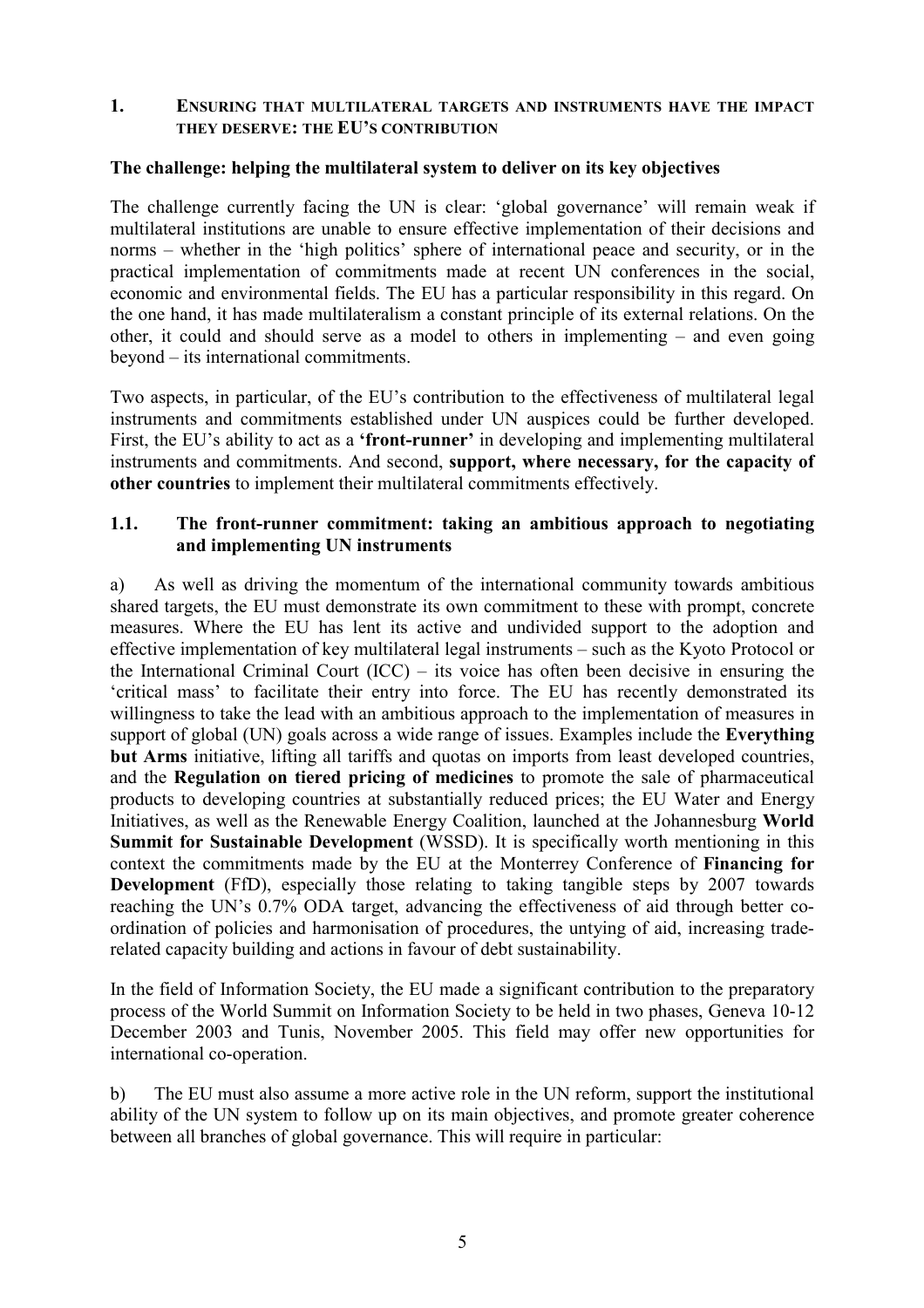## 1. Ensuring that multilateral targets and instruments have the impact they deserve: the EU's contribution

**The challenge: helping the multilateral system to deliver on its key objectives**

The challenge currently facing the UN is clear: 'global governance' will remain weak if multilateral institutions are unable to ensure effective implementation of their decisions and norms – whether in the 'high politics' sphere of international peace and security, or in the practical implementation of commitments made at recent UN conferences in the social, economic and environmental fields. The EU has a particular responsibility in this regard. On the one hand, it has made multilateralism a constant principle of its external relations. On the other, it could and should serve as a model to others in implementing – and even going beyond – its international commitments.

Two aspects, in particular, of the EU's contribution to the effectiveness of multilateral legal instruments and commitments established under UN auspices could be further developed. First, the EU's ability to act as a **'front-runner'** in developing and implementing multilateral instruments and commitments. And second, **support, where necessary, for the capacity of other countries** to implement their multilateral commitments effectively.

### 1.1. The front-runner commitment: taking an ambitious approach to negotiating and implementing UN instruments

a) As well as driving the momentum of the international community towards ambitious shared targets, the EU must demonstrate its own commitment to these with prompt, concrete measures. Where the EU has lent its active and undivided support to the adoption and effective implementation of key multilateral legal instruments – such as the Kyoto Protocol or the International Criminal Court (ICC) – its voice has often been decisive in ensuring the 'critical mass' to facilitate their entry into force. The EU has recently demonstrated its willingness to take the lead with an ambitious approach to the implementation of measures in support of global (UN) goals across a wide range of issues. Examples include the **Everything but Arms** initiative, lifting all tariffs and quotas on imports from least developed countries, and the **Regulation on tiered pricing of medicines** to promote the sale of pharmaceutical products to developing countries at substantially reduced prices; the EU Water and Energy Initiatives, as well as the Renewable Energy Coalition, launched at the Johannesburg **World Summit for Sustainable Development** (WSSD). It is specifically worth mentioning in this context the commitments made by the EU at the Monterrey Conference of **Financing for Development** (FfD), especially those relating to taking tangible steps by 2007 towards reaching the UN's 0.7% ODA target, advancing the effectiveness of aid through better co-ordination of policies and harmonisation of procedures, the untying of aid, increasing trade-related capacity building and actions in favour of debt sustainability.

In the field of Information Society, the EU made a significant contribution to the preparatory process of the World Summit on Information Society to be held in two phases, Geneva 10-12 December 2003 and Tunis, November 2005. This field may offer new opportunities for international co-operation.

b) The EU must also assume a more active role in the UN reform, support the institutional ability of the UN system to follow up on its main objectives, and promote greater coherence between all branches of global governance. This will require in particular: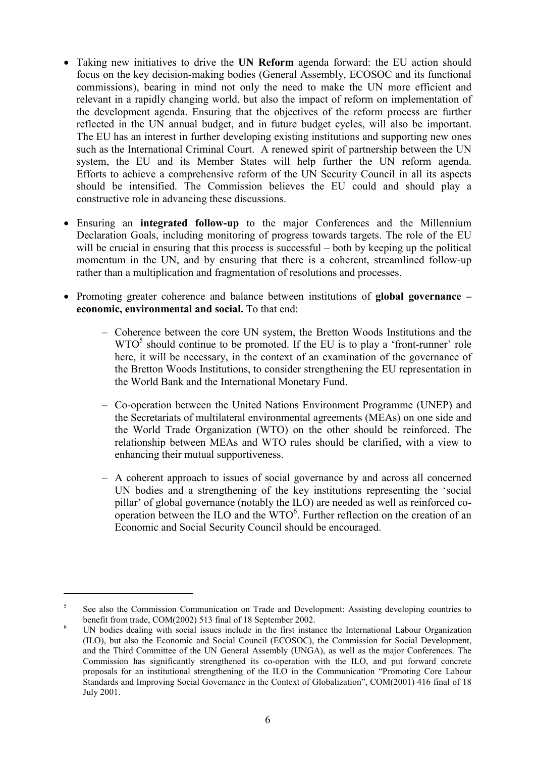- Taking new initiatives to drive the **UN Reform** agenda forward: the EU action should focus on the key decision-making bodies (General Assembly, ECOSOC and its functional commissions), bearing in mind not only the need to make the UN more efficient and relevant in a rapidly changing world, but also the impact of reform on implementation of the development agenda. Ensuring that the objectives of the reform process are further reflected in the UN annual budget, and in future budget cycles, will also be important. The EU has an interest in further developing existing institutions and supporting new ones such as the International Criminal Court. A renewed spirit of partnership between the UN system, the EU and its Member States will help further the UN reform agenda. Efforts to achieve a comprehensive reform of the UN Security Council in all its aspects should be intensified. The Commission believes the EU could and should play a constructive role in advancing these discussions.

- Ensuring an **integrated follow-up** to the major Conferences and the Millennium Declaration Goals, including monitoring of progress towards targets. The role of the EU will be crucial in ensuring that this process is successful – both by keeping up the political momentum in the UN, and by ensuring that there is a coherent, streamlined follow-up rather than a multiplication and fragmentation of resolutions and processes.

- Promoting greater coherence and balance between institutions of **global governance – economic, environmental and social.** To that end:

  – Coherence between the core UN system, the Bretton Woods Institutions and the WTO[5] should continue to be promoted. If the EU is to play a 'front-runner' role here, it will be necessary, in the context of an examination of the governance of the Bretton Woods Institutions, to consider strengthening the EU representation in the World Bank and the International Monetary Fund.

  – Co-operation between the United Nations Environment Programme (UNEP) and the Secretariats of multilateral environmental agreements (MEAs) on one side and the World Trade Organization (WTO) on the other should be reinforced. The relationship between MEAs and WTO rules should be clarified, with a view to enhancing their mutual supportiveness.

  – A coherent approach to issues of social governance by and across all concerned UN bodies and a strengthening of the key institutions representing the 'social pillar' of global governance (notably the ILO) are needed as well as reinforced co-operation between the ILO and the WTO[6]. Further reflection on the creation of an Economic and Social Security Council should be encouraged.

---

[5] See also the Commission Communication on Trade and Development: Assisting developing countries to benefit from trade, COM(2002) 513 final of 18 September 2002.

[6] UN bodies dealing with social issues include in the first instance the International Labour Organization (ILO), but also the Economic and Social Council (ECOSOC), the Commission for Social Development, and the Third Committee of the UN General Assembly (UNGA), as well as the major Conferences. The Commission has significantly strengthened its co-operation with the ILO, and put forward concrete proposals for an institutional strengthening of the ILO in the Communication "Promoting Core Labour Standards and Improving Social Governance in the Context of Globalization", COM(2001) 416 final of 18 July 2001.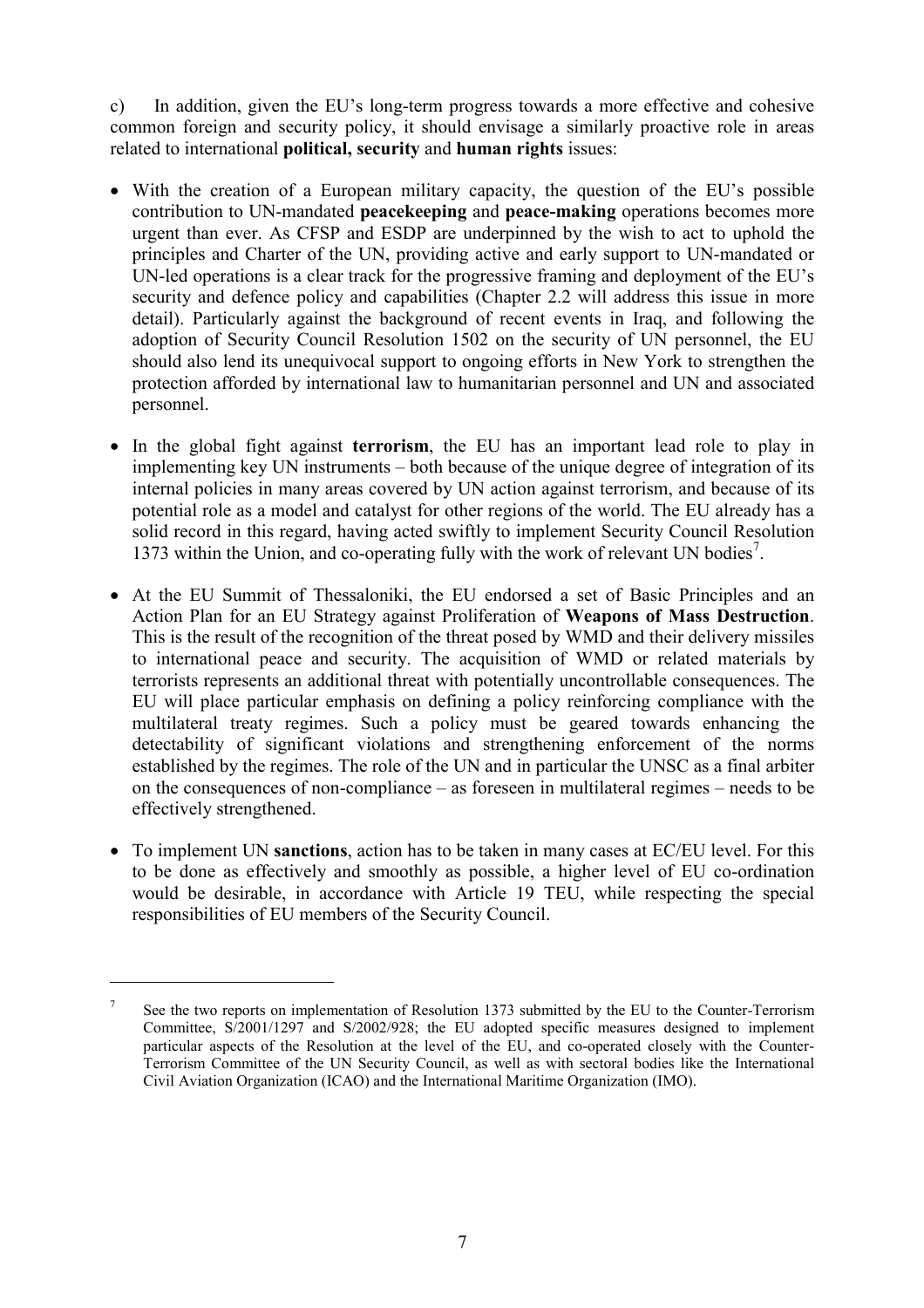c) In addition, given the EU's long-term progress towards a more effective and cohesive common foreign and security policy, it should envisage a similarly proactive role in areas related to international **political, security** and **human rights** issues:

- With the creation of a European military capacity, the question of the EU's possible contribution to UN-mandated **peacekeeping** and **peace-making** operations becomes more urgent than ever. As CFSP and ESDP are underpinned by the wish to act to uphold the principles and Charter of the UN, providing active and early support to UN-mandated or UN-led operations is a clear track for the progressive framing and deployment of the EU's security and defence policy and capabilities (Chapter 2.2 will address this issue in more detail). Particularly against the background of recent events in Iraq, and following the adoption of Security Council Resolution 1502 on the security of UN personnel, the EU should also lend its unequivocal support to ongoing efforts in New York to strengthen the protection afforded by international law to humanitarian personnel and UN and associated personnel.

- In the global fight against **terrorism**, the EU has an important lead role to play in implementing key UN instruments – both because of the unique degree of integration of its internal policies in many areas covered by UN action against terrorism, and because of its potential role as a model and catalyst for other regions of the world. The EU already has a solid record in this regard, having acted swiftly to implement Security Council Resolution 1373 within the Union, and co-operating fully with the work of relevant UN bodies[7].

- At the EU Summit of Thessaloniki, the EU endorsed a set of Basic Principles and an Action Plan for an EU Strategy against Proliferation of **Weapons of Mass Destruction**. This is the result of the recognition of the threat posed by WMD and their delivery missiles to international peace and security. The acquisition of WMD or related materials by terrorists represents an additional threat with potentially uncontrollable consequences. The EU will place particular emphasis on defining a policy reinforcing compliance with the multilateral treaty regimes. Such a policy must be geared towards enhancing the detectability of significant violations and strengthening enforcement of the norms established by the regimes. The role of the UN and in particular the UNSC as a final arbiter on the consequences of non-compliance – as foreseen in multilateral regimes – needs to be effectively strengthened.

- To implement UN **sanctions**, action has to be taken in many cases at EC/EU level. For this to be done as effectively and smoothly as possible, a higher level of EU co-ordination would be desirable, in accordance with Article 19 TEU, while respecting the special responsibilities of EU members of the Security Council.

---

[7] See the two reports on implementation of Resolution 1373 submitted by the EU to the Counter-Terrorism Committee, S/2001/1297 and S/2002/928; the EU adopted specific measures designed to implement particular aspects of the Resolution at the level of the EU, and co-operated closely with the Counter-Terrorism Committee of the UN Security Council, as well as with sectoral bodies like the International Civil Aviation Organization (ICAO) and the International Maritime Organization (IMO).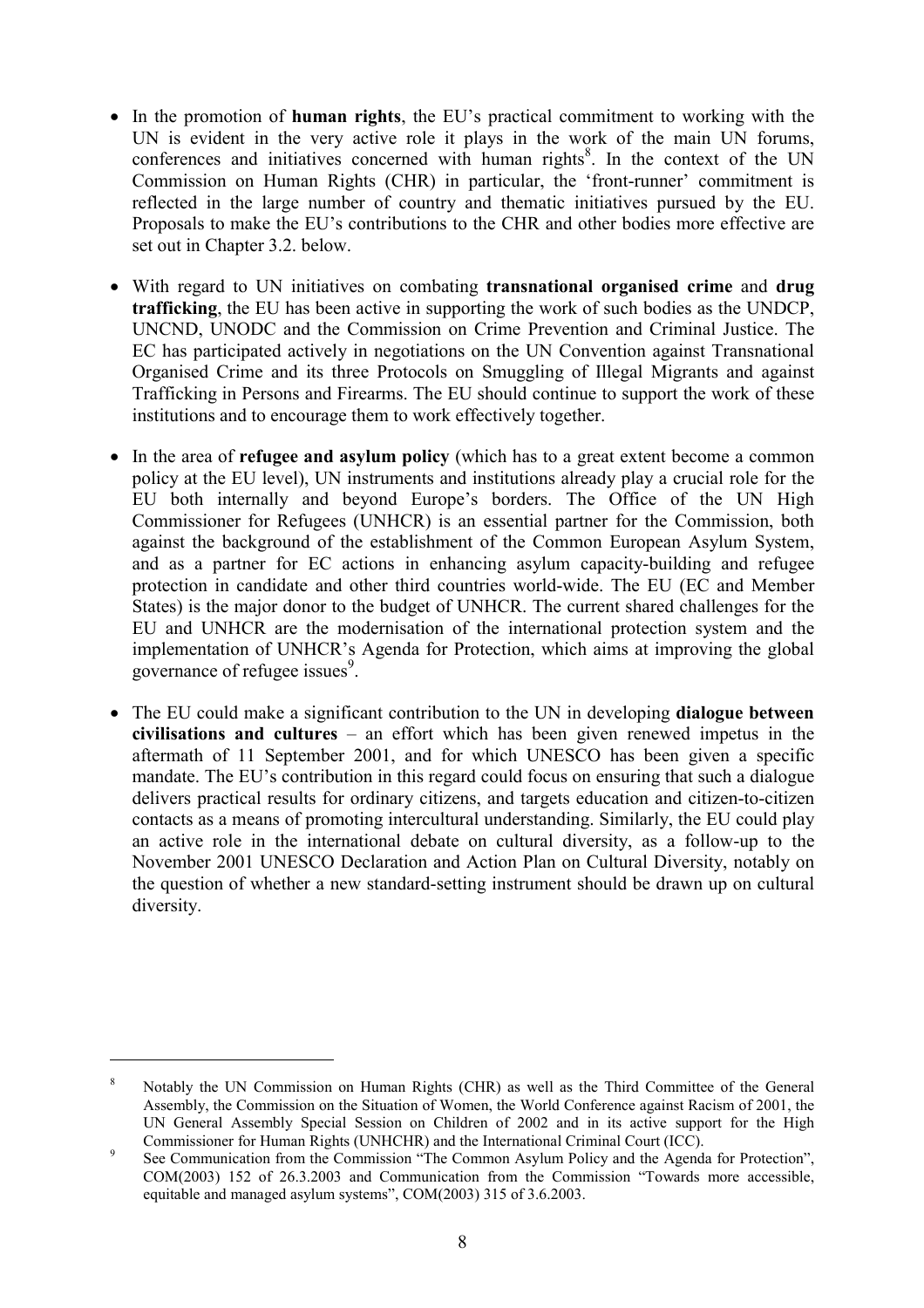- In the promotion of **human rights**, the EU's practical commitment to working with the UN is evident in the very active role it plays in the work of the main UN forums, conferences and initiatives concerned with human rights[8]. In the context of the UN Commission on Human Rights (CHR) in particular, the 'front-runner' commitment is reflected in the large number of country and thematic initiatives pursued by the EU. Proposals to make the EU's contributions to the CHR and other bodies more effective are set out in Chapter 3.2. below.

- With regard to UN initiatives on combating **transnational organised crime** and **drug trafficking**, the EU has been active in supporting the work of such bodies as the UNDCP, UNCND, UNODC and the Commission on Crime Prevention and Criminal Justice. The EC has participated actively in negotiations on the UN Convention against Transnational Organised Crime and its three Protocols on Smuggling of Illegal Migrants and against Trafficking in Persons and Firearms. The EU should continue to support the work of these institutions and to encourage them to work effectively together.

- In the area of **refugee and asylum policy** (which has to a great extent become a common policy at the EU level), UN instruments and institutions already play a crucial role for the EU both internally and beyond Europe's borders. The Office of the UN High Commissioner for Refugees (UNHCR) is an essential partner for the Commission, both against the background of the establishment of the Common European Asylum System, and as a partner for EC actions in enhancing asylum capacity-building and refugee protection in candidate and other third countries world-wide. The EU (EC and Member States) is the major donor to the budget of UNHCR. The current shared challenges for the EU and UNHCR are the modernisation of the international protection system and the implementation of UNHCR's Agenda for Protection, which aims at improving the global governance of refugee issues[9].

- The EU could make a significant contribution to the UN in developing **dialogue between civilisations and cultures** – an effort which has been given renewed impetus in the aftermath of 11 September 2001, and for which UNESCO has been given a specific mandate. The EU's contribution in this regard could focus on ensuring that such a dialogue delivers practical results for ordinary citizens, and targets education and citizen-to-citizen contacts as a means of promoting intercultural understanding. Similarly, the EU could play an active role in the international debate on cultural diversity, as a follow-up to the November 2001 UNESCO Declaration and Action Plan on Cultural Diversity, notably on the question of whether a new standard-setting instrument should be drawn up on cultural diversity.

---

[8] Notably the UN Commission on Human Rights (CHR) as well as the Third Committee of the General Assembly, the Commission on the Situation of Women, the World Conference against Racism of 2001, the UN General Assembly Special Session on Children of 2002 and in its active support for the High Commissioner for Human Rights (UNHCHR) and the International Criminal Court (ICC).

[9] See Communication from the Commission "The Common Asylum Policy and the Agenda for Protection", COM(2003) 152 of 26.3.2003 and Communication from the Commission "Towards more accessible, equitable and managed asylum systems", COM(2003) 315 of 3.6.2003.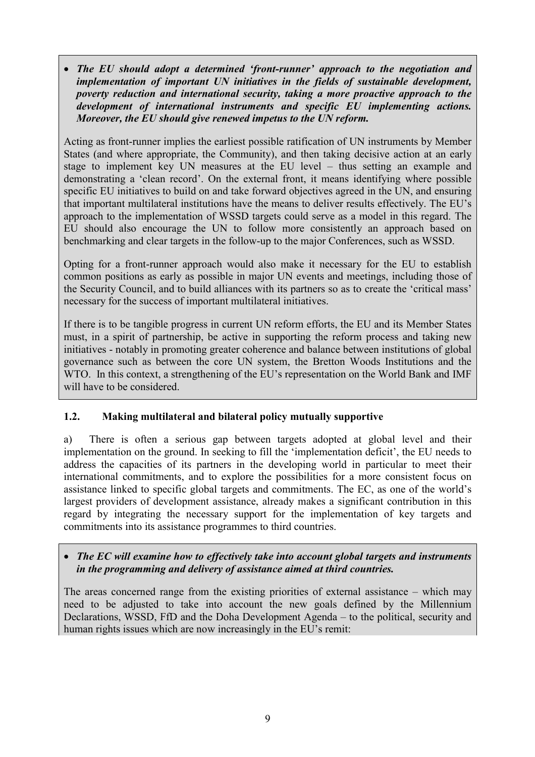- ***The EU should adopt a determined 'front-runner' approach to the negotiation and implementation of important UN initiatives in the fields of sustainable development, poverty reduction and international security, taking a more proactive approach to the development of international instruments and specific EU implementing actions. Moreover, the EU should give renewed impetus to the UN reform.***

Acting as front-runner implies the earliest possible ratification of UN instruments by Member States (and where appropriate, the Community), and then taking decisive action at an early stage to implement key UN measures at the EU level – thus setting an example and demonstrating a 'clean record'. On the external front, it means identifying where possible specific EU initiatives to build on and take forward objectives agreed in the UN, and ensuring that important multilateral institutions have the means to deliver results effectively. The EU's approach to the implementation of WSSD targets could serve as a model in this regard. The EU should also encourage the UN to follow more consistently an approach based on benchmarking and clear targets in the follow-up to the major Conferences, such as WSSD.

Opting for a front-runner approach would also make it necessary for the EU to establish common positions as early as possible in major UN events and meetings, including those of the Security Council, and to build alliances with its partners so as to create the 'critical mass' necessary for the success of important multilateral initiatives.

If there is to be tangible progress in current UN reform efforts, the EU and its Member States must, in a spirit of partnership, be active in supporting the reform process and taking new initiatives - notably in promoting greater coherence and balance between institutions of global governance such as between the core UN system, the Bretton Woods Institutions and the WTO. In this context, a strengthening of the EU's representation on the World Bank and IMF will have to be considered.

### 1.2. Making multilateral and bilateral policy mutually supportive

a) There is often a serious gap between targets adopted at global level and their implementation on the ground. In seeking to fill the 'implementation deficit', the EU needs to address the capacities of its partners in the developing world in particular to meet their international commitments, and to explore the possibilities for a more consistent focus on assistance linked to specific global targets and commitments. The EC, as one of the world's largest providers of development assistance, already makes a significant contribution in this regard by integrating the necessary support for the implementation of key targets and commitments into its assistance programmes to third countries.

- ***The EC will examine how to effectively take into account global targets and instruments in the programming and delivery of assistance aimed at third countries.***

The areas concerned range from the existing priorities of external assistance – which may need to be adjusted to take into account the new goals defined by the Millennium Declarations, WSSD, FfD and the Doha Development Agenda – to the political, security and human rights issues which are now increasingly in the EU's remit: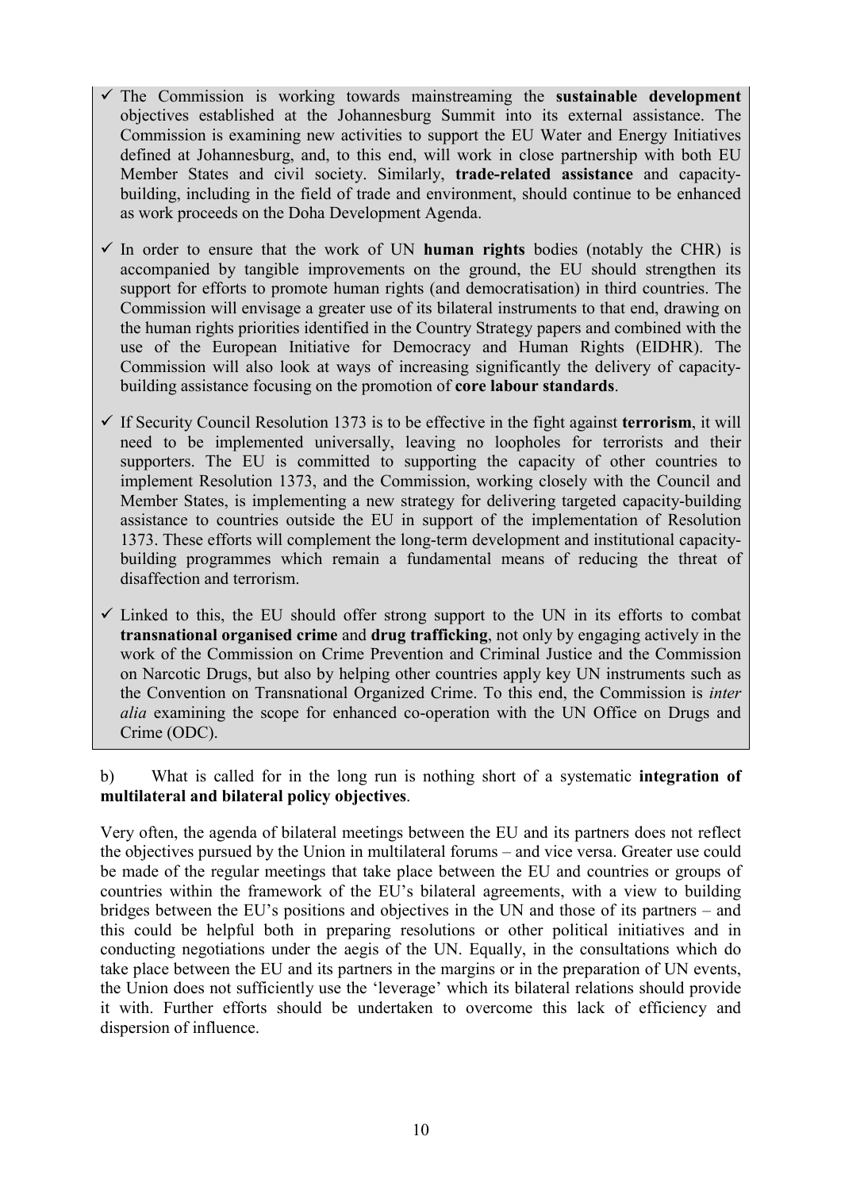- ✓ The Commission is working towards mainstreaming the **sustainable development** objectives established at the Johannesburg Summit into its external assistance. The Commission is examining new activities to support the EU Water and Energy Initiatives defined at Johannesburg, and, to this end, will work in close partnership with both EU Member States and civil society. Similarly, **trade-related assistance** and capacity-building, including in the field of trade and environment, should continue to be enhanced as work proceeds on the Doha Development Agenda.

- ✓ In order to ensure that the work of UN **human rights** bodies (notably the CHR) is accompanied by tangible improvements on the ground, the EU should strengthen its support for efforts to promote human rights (and democratisation) in third countries. The Commission will envisage a greater use of its bilateral instruments to that end, drawing on the human rights priorities identified in the Country Strategy papers and combined with the use of the European Initiative for Democracy and Human Rights (EIDHR). The Commission will also look at ways of increasing significantly the delivery of capacity-building assistance focusing on the promotion of **core labour standards**.

- ✓ If Security Council Resolution 1373 is to be effective in the fight against **terrorism**, it will need to be implemented universally, leaving no loopholes for terrorists and their supporters. The EU is committed to supporting the capacity of other countries to implement Resolution 1373, and the Commission, working closely with the Council and Member States, is implementing a new strategy for delivering targeted capacity-building assistance to countries outside the EU in support of the implementation of Resolution 1373. These efforts will complement the long-term development and institutional capacity-building programmes which remain a fundamental means of reducing the threat of disaffection and terrorism.

- ✓ Linked to this, the EU should offer strong support to the UN in its efforts to combat **transnational organised crime** and **drug trafficking**, not only by engaging actively in the work of the Commission on Crime Prevention and Criminal Justice and the Commission on Narcotic Drugs, but also by helping other countries apply key UN instruments such as the Convention on Transnational Organized Crime. To this end, the Commission is *inter alia* examining the scope for enhanced co-operation with the UN Office on Drugs and Crime (ODC).

b) What is called for in the long run is nothing short of a systematic **integration of multilateral and bilateral policy objectives**.

Very often, the agenda of bilateral meetings between the EU and its partners does not reflect the objectives pursued by the Union in multilateral forums – and vice versa. Greater use could be made of the regular meetings that take place between the EU and countries or groups of countries within the framework of the EU's bilateral agreements, with a view to building bridges between the EU's positions and objectives in the UN and those of its partners – and this could be helpful both in preparing resolutions or other political initiatives and in conducting negotiations under the aegis of the UN. Equally, in the consultations which do take place between the EU and its partners in the margins or in the preparation of UN events, the Union does not sufficiently use the 'leverage' which its bilateral relations should provide it with. Further efforts should be undertaken to overcome this lack of efficiency and dispersion of influence.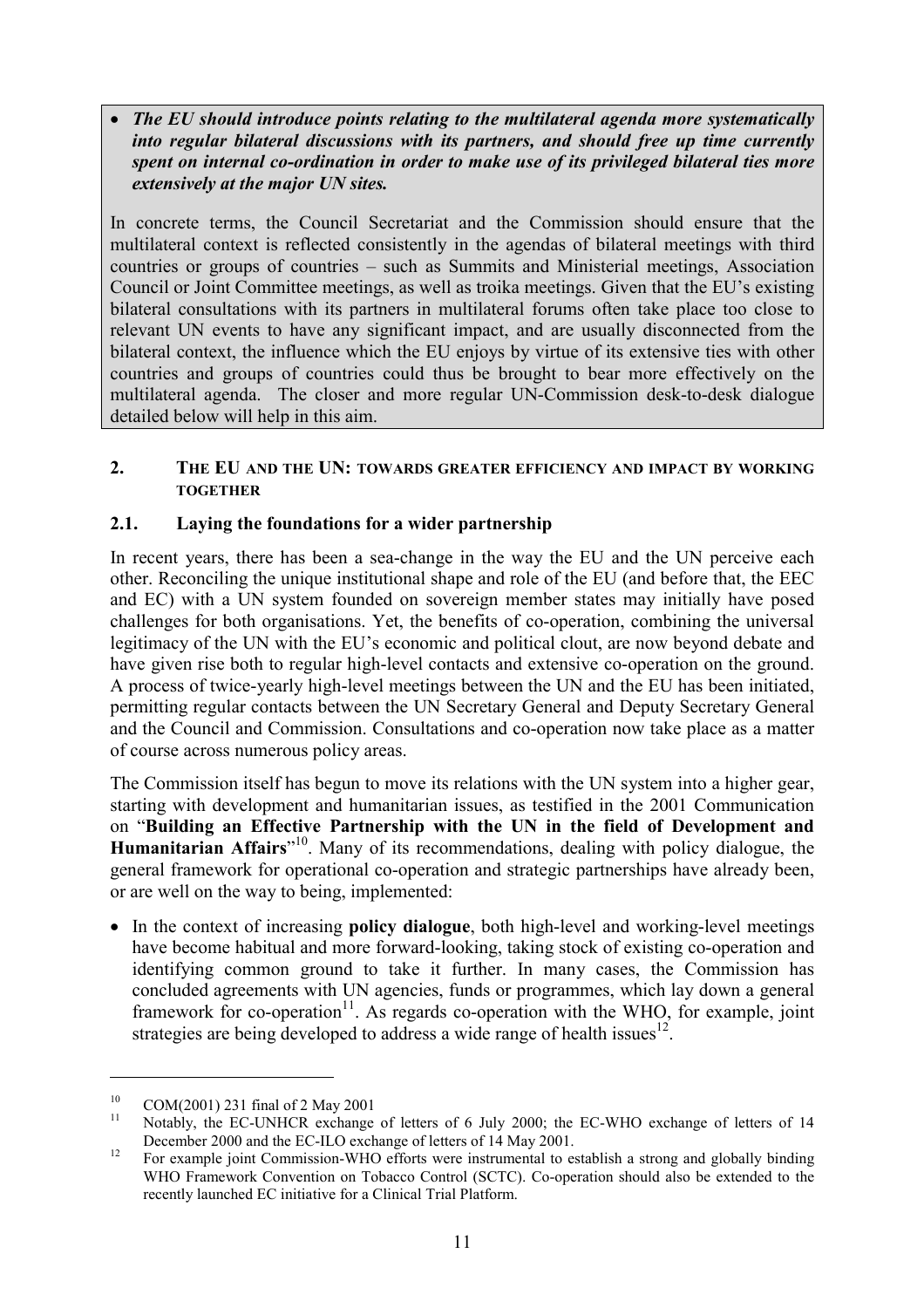- ***The EU should introduce points relating to the multilateral agenda more systematically into regular bilateral discussions with its partners, and should free up time currently spent on internal co-ordination in order to make use of its privileged bilateral ties more extensively at the major UN sites.***

In concrete terms, the Council Secretariat and the Commission should ensure that the multilateral context is reflected consistently in the agendas of bilateral meetings with third countries or groups of countries – such as Summits and Ministerial meetings, Association Council or Joint Committee meetings, as well as troika meetings. Given that the EU's existing bilateral consultations with its partners in multilateral forums often take place too close to relevant UN events to have any significant impact, and are usually disconnected from the bilateral context, the influence which the EU enjoys by virtue of its extensive ties with other countries and groups of countries could thus be brought to bear more effectively on the multilateral agenda. The closer and more regular UN-Commission desk-to-desk dialogue detailed below will help in this aim.

## 2. THE EU AND THE UN: TOWARDS GREATER EFFICIENCY AND IMPACT BY WORKING TOGETHER

### 2.1. Laying the foundations for a wider partnership

In recent years, there has been a sea-change in the way the EU and the UN perceive each other. Reconciling the unique institutional shape and role of the EU (and before that, the EEC and EC) with a UN system founded on sovereign member states may initially have posed challenges for both organisations. Yet, the benefits of co-operation, combining the universal legitimacy of the UN with the EU's economic and political clout, are now beyond debate and have given rise both to regular high-level contacts and extensive co-operation on the ground. A process of twice-yearly high-level meetings between the UN and the EU has been initiated, permitting regular contacts between the UN Secretary General and Deputy Secretary General and the Council and Commission. Consultations and co-operation now take place as a matter of course across numerous policy areas.

The Commission itself has begun to move its relations with the UN system into a higher gear, starting with development and humanitarian issues, as testified in the 2001 Communication on "**Building an Effective Partnership with the UN in the field of Development and Humanitarian Affairs**"[10]. Many of its recommendations, dealing with policy dialogue, the general framework for operational co-operation and strategic partnerships have already been, or are well on the way to being, implemented:

- In the context of increasing **policy dialogue**, both high-level and working-level meetings have become habitual and more forward-looking, taking stock of existing co-operation and identifying common ground to take it further. In many cases, the Commission has concluded agreements with UN agencies, funds or programmes, which lay down a general framework for co-operation[11]. As regards co-operation with the WHO, for example, joint strategies are being developed to address a wide range of health issues[12].

---

[10] COM(2001) 231 final of 2 May 2001

[11] Notably, the EC-UNHCR exchange of letters of 6 July 2000; the EC-WHO exchange of letters of 14 December 2000 and the EC-ILO exchange of letters of 14 May 2001.

[12] For example joint Commission-WHO efforts were instrumental to establish a strong and globally binding WHO Framework Convention on Tobacco Control (SCTC). Co-operation should also be extended to the recently launched EC initiative for a Clinical Trial Platform.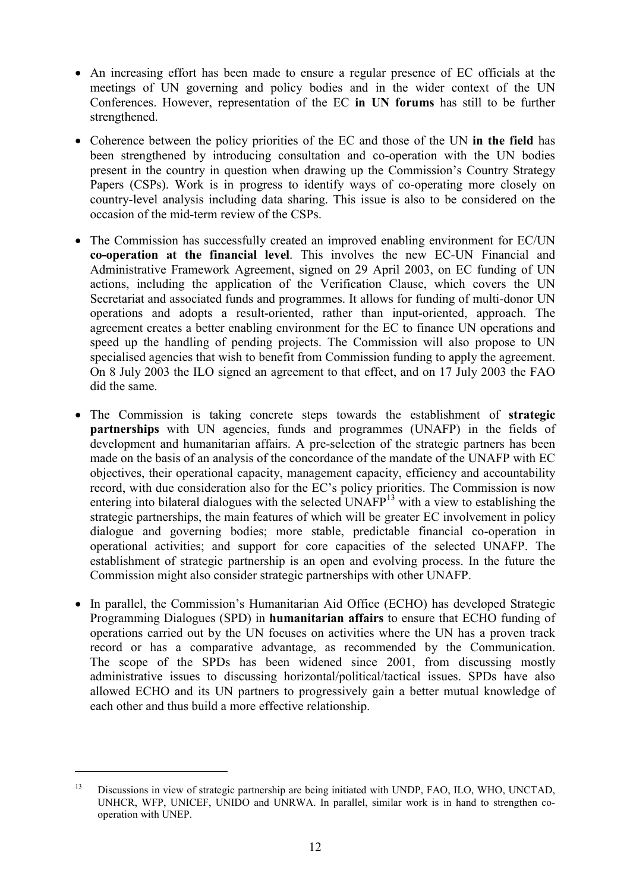- An increasing effort has been made to ensure a regular presence of EC officials at the meetings of UN governing and policy bodies and in the wider context of the UN Conferences. However, representation of the EC **in UN forums** has still to be further strengthened.

- Coherence between the policy priorities of the EC and those of the UN **in the field** has been strengthened by introducing consultation and co-operation with the UN bodies present in the country in question when drawing up the Commission's Country Strategy Papers (CSPs). Work is in progress to identify ways of co-operating more closely on country-level analysis including data sharing. This issue is also to be considered on the occasion of the mid-term review of the CSPs.

- The Commission has successfully created an improved enabling environment for EC/UN **co-operation at the financial level**. This involves the new EC-UN Financial and Administrative Framework Agreement, signed on 29 April 2003, on EC funding of UN actions, including the application of the Verification Clause, which covers the UN Secretariat and associated funds and programmes. It allows for funding of multi-donor UN operations and adopts a result-oriented, rather than input-oriented, approach. The agreement creates a better enabling environment for the EC to finance UN operations and speed up the handling of pending projects. The Commission will also propose to UN specialised agencies that wish to benefit from Commission funding to apply the agreement. On 8 July 2003 the ILO signed an agreement to that effect, and on 17 July 2003 the FAO did the same.

- The Commission is taking concrete steps towards the establishment of **strategic partnerships** with UN agencies, funds and programmes (UNAFP) in the fields of development and humanitarian affairs. A pre-selection of the strategic partners has been made on the basis of an analysis of the concordance of the mandate of the UNAFP with EC objectives, their operational capacity, management capacity, efficiency and accountability record, with due consideration also for the EC's policy priorities. The Commission is now entering into bilateral dialogues with the selected UNAFP[13] with a view to establishing the strategic partnerships, the main features of which will be greater EC involvement in policy dialogue and governing bodies; more stable, predictable financial co-operation in operational activities; and support for core capacities of the selected UNAFP. The establishment of strategic partnership is an open and evolving process. In the future the Commission might also consider strategic partnerships with other UNAFP.

- In parallel, the Commission's Humanitarian Aid Office (ECHO) has developed Strategic Programming Dialogues (SPD) in **humanitarian affairs** to ensure that ECHO funding of operations carried out by the UN focuses on activities where the UN has a proven track record or has a comparative advantage, as recommended by the Communication. The scope of the SPDs has been widened since 2001, from discussing mostly administrative issues to discussing horizontal/political/tactical issues. SPDs have also allowed ECHO and its UN partners to progressively gain a better mutual knowledge of each other and thus build a more effective relationship.

---

[13] Discussions in view of strategic partnership are being initiated with UNDP, FAO, ILO, WHO, UNCTAD, UNHCR, WFP, UNICEF, UNIDO and UNRWA. In parallel, similar work is in hand to strengthen co-operation with UNEP.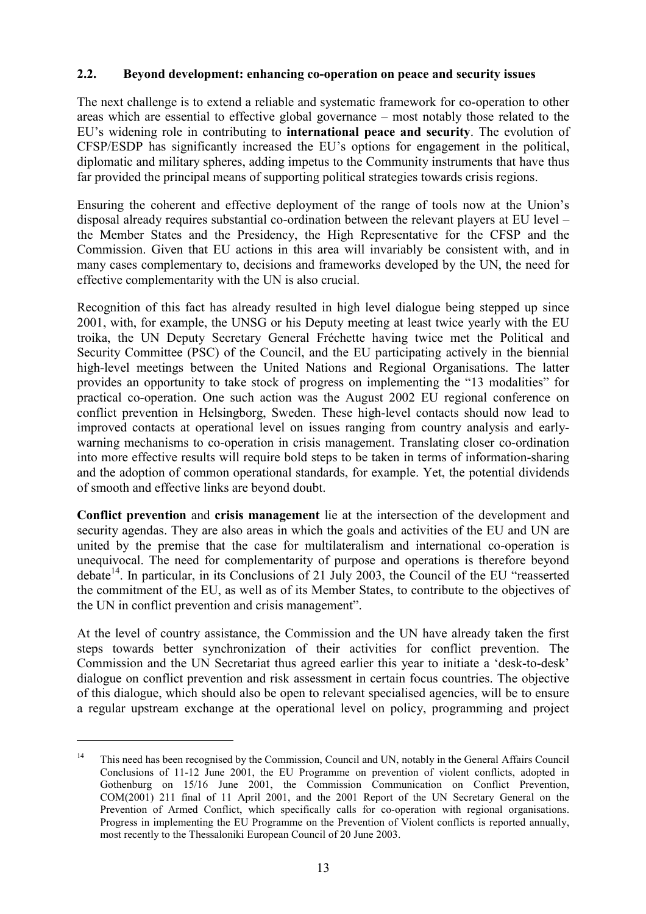### 2.2. Beyond development: enhancing co-operation on peace and security issues

The next challenge is to extend a reliable and systematic framework for co-operation to other areas which are essential to effective global governance – most notably those related to the EU's widening role in contributing to **international peace and security**. The evolution of CFSP/ESDP has significantly increased the EU's options for engagement in the political, diplomatic and military spheres, adding impetus to the Community instruments that have thus far provided the principal means of supporting political strategies towards crisis regions.

Ensuring the coherent and effective deployment of the range of tools now at the Union's disposal already requires substantial co-ordination between the relevant players at EU level – the Member States and the Presidency, the High Representative for the CFSP and the Commission. Given that EU actions in this area will invariably be consistent with, and in many cases complementary to, decisions and frameworks developed by the UN, the need for effective complementarity with the UN is also crucial.

Recognition of this fact has already resulted in high level dialogue being stepped up since 2001, with, for example, the UNSG or his Deputy meeting at least twice yearly with the EU troika, the UN Deputy Secretary General Fréchette having twice met the Political and Security Committee (PSC) of the Council, and the EU participating actively in the biennial high-level meetings between the United Nations and Regional Organisations. The latter provides an opportunity to take stock of progress on implementing the "13 modalities" for practical co-operation. One such action was the August 2002 EU regional conference on conflict prevention in Helsingborg, Sweden. These high-level contacts should now lead to improved contacts at operational level on issues ranging from country analysis and early-warning mechanisms to co-operation in crisis management. Translating closer co-ordination into more effective results will require bold steps to be taken in terms of information-sharing and the adoption of common operational standards, for example. Yet, the potential dividends of smooth and effective links are beyond doubt.

**Conflict prevention** and **crisis management** lie at the intersection of the development and security agendas. They are also areas in which the goals and activities of the EU and UN are united by the premise that the case for multilateralism and international co-operation is unequivocal. The need for complementarity of purpose and operations is therefore beyond debate[14]. In particular, in its Conclusions of 21 July 2003, the Council of the EU "reasserted the commitment of the EU, as well as of its Member States, to contribute to the objectives of the UN in conflict prevention and crisis management".

At the level of country assistance, the Commission and the UN have already taken the first steps towards better synchronization of their activities for conflict prevention. The Commission and the UN Secretariat thus agreed earlier this year to initiate a 'desk-to-desk' dialogue on conflict prevention and risk assessment in certain focus countries. The objective of this dialogue, which should also be open to relevant specialised agencies, will be to ensure a regular upstream exchange at the operational level on policy, programming and project

---

[14] This need has been recognised by the Commission, Council and UN, notably in the General Affairs Council Conclusions of 11-12 June 2001, the EU Programme on prevention of violent conflicts, adopted in Gothenburg on 15/16 June 2001, the Commission Communication on Conflict Prevention, COM(2001) 211 final of 11 April 2001, and the 2001 Report of the UN Secretary General on the Prevention of Armed Conflict, which specifically calls for co-operation with regional organisations. Progress in implementing the EU Programme on the Prevention of Violent conflicts is reported annually, most recently to the Thessaloniki European Council of 20 June 2003.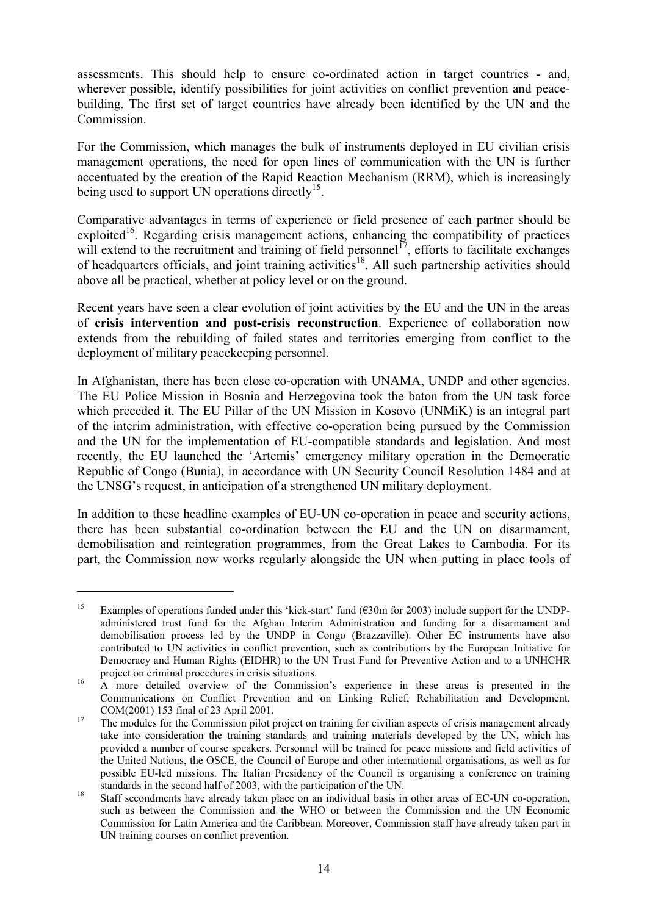assessments. This should help to ensure co-ordinated action in target countries - and, wherever possible, identify possibilities for joint activities on conflict prevention and peace-building. The first set of target countries have already been identified by the UN and the Commission.

For the Commission, which manages the bulk of instruments deployed in EU civilian crisis management operations, the need for open lines of communication with the UN is further accentuated by the creation of the Rapid Reaction Mechanism (RRM), which is increasingly being used to support UN operations directly[15].

Comparative advantages in terms of experience or field presence of each partner should be exploited[16]. Regarding crisis management actions, enhancing the compatibility of practices will extend to the recruitment and training of field personnel[17], efforts to facilitate exchanges of headquarters officials, and joint training activities[18]. All such partnership activities should above all be practical, whether at policy level or on the ground.

Recent years have seen a clear evolution of joint activities by the EU and the UN in the areas of **crisis intervention and post-crisis reconstruction**. Experience of collaboration now extends from the rebuilding of failed states and territories emerging from conflict to the deployment of military peacekeeping personnel.

In Afghanistan, there has been close co-operation with UNAMA, UNDP and other agencies. The EU Police Mission in Bosnia and Herzegovina took the baton from the UN task force which preceded it. The EU Pillar of the UN Mission in Kosovo (UNMiK) is an integral part of the interim administration, with effective co-operation being pursued by the Commission and the UN for the implementation of EU-compatible standards and legislation. And most recently, the EU launched the 'Artemis' emergency military operation in the Democratic Republic of Congo (Bunia), in accordance with UN Security Council Resolution 1484 and at the UNSG's request, in anticipation of a strengthened UN military deployment.

In addition to these headline examples of EU-UN co-operation in peace and security actions, there has been substantial co-ordination between the EU and the UN on disarmament, demobilisation and reintegration programmes, from the Great Lakes to Cambodia. For its part, the Commission now works regularly alongside the UN when putting in place tools of

---

[15] Examples of operations funded under this 'kick-start' fund (€30m for 2003) include support for the UNDP-administered trust fund for the Afghan Interim Administration and funding for a disarmament and demobilisation process led by the UNDP in Congo (Brazzaville). Other EC instruments have also contributed to UN activities in conflict prevention, such as contributions by the European Initiative for Democracy and Human Rights (EIDHR) to the UN Trust Fund for Preventive Action and to a UNHCHR project on criminal procedures in crisis situations.

[16] A more detailed overview of the Commission's experience in these areas is presented in the Communications on Conflict Prevention and on Linking Relief, Rehabilitation and Development, COM(2001) 153 final of 23 April 2001.

[17] The modules for the Commission pilot project on training for civilian aspects of crisis management already take into consideration the training standards and training materials developed by the UN, which has provided a number of course speakers. Personnel will be trained for peace missions and field activities of the United Nations, the OSCE, the Council of Europe and other international organisations, as well as for possible EU-led missions. The Italian Presidency of the Council is organising a conference on training standards in the second half of 2003, with the participation of the UN.

[18] Staff secondments have already taken place on an individual basis in other areas of EC-UN co-operation, such as between the Commission and the WHO or between the Commission and the UN Economic Commission for Latin America and the Caribbean. Moreover, Commission staff have already taken part in UN training courses on conflict prevention.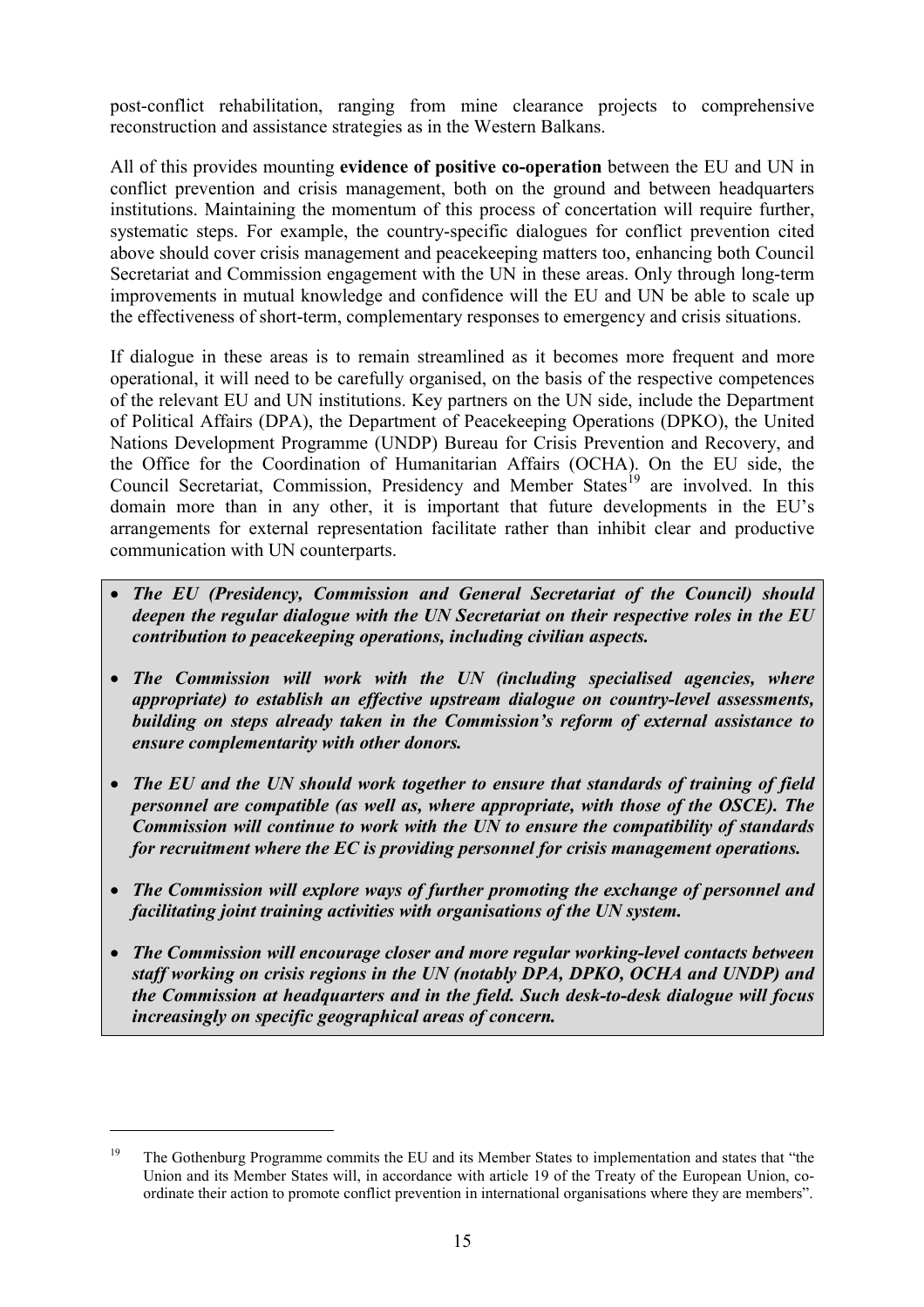post-conflict rehabilitation, ranging from mine clearance projects to comprehensive reconstruction and assistance strategies as in the Western Balkans.

All of this provides mounting **evidence of positive co-operation** between the EU and UN in conflict prevention and crisis management, both on the ground and between headquarters institutions. Maintaining the momentum of this process of concertation will require further, systematic steps. For example, the country-specific dialogues for conflict prevention cited above should cover crisis management and peacekeeping matters too, enhancing both Council Secretariat and Commission engagement with the UN in these areas. Only through long-term improvements in mutual knowledge and confidence will the EU and UN be able to scale up the effectiveness of short-term, complementary responses to emergency and crisis situations.

If dialogue in these areas is to remain streamlined as it becomes more frequent and more operational, it will need to be carefully organised, on the basis of the respective competences of the relevant EU and UN institutions. Key partners on the UN side, include the Department of Political Affairs (DPA), the Department of Peacekeeping Operations (DPKO), the United Nations Development Programme (UNDP) Bureau for Crisis Prevention and Recovery, and the Office for the Coordination of Humanitarian Affairs (OCHA). On the EU side, the Council Secretariat, Commission, Presidency and Member States[19] are involved. In this domain more than in any other, it is important that future developments in the EU's arrangements for external representation facilitate rather than inhibit clear and productive communication with UN counterparts.

- ***The EU (Presidency, Commission and General Secretariat of the Council) should deepen the regular dialogue with the UN Secretariat on their respective roles in the EU contribution to peacekeeping operations, including civilian aspects.***
- ***The Commission will work with the UN (including specialised agencies, where appropriate) to establish an effective upstream dialogue on country-level assessments, building on steps already taken in the Commission's reform of external assistance to ensure complementarity with other donors.***
- ***The EU and the UN should work together to ensure that standards of training of field personnel are compatible (as well as, where appropriate, with those of the OSCE). The Commission will continue to work with the UN to ensure the compatibility of standards for recruitment where the EC is providing personnel for crisis management operations.***
- ***The Commission will explore ways of further promoting the exchange of personnel and facilitating joint training activities with organisations of the UN system.***
- ***The Commission will encourage closer and more regular working-level contacts between staff working on crisis regions in the UN (notably DPA, DPKO, OCHA and UNDP) and the Commission at headquarters and in the field. Such desk-to-desk dialogue will focus increasingly on specific geographical areas of concern.***

---

[19] The Gothenburg Programme commits the EU and its Member States to implementation and states that "the Union and its Member States will, in accordance with article 19 of the Treaty of the European Union, co-ordinate their action to promote conflict prevention in international organisations where they are members".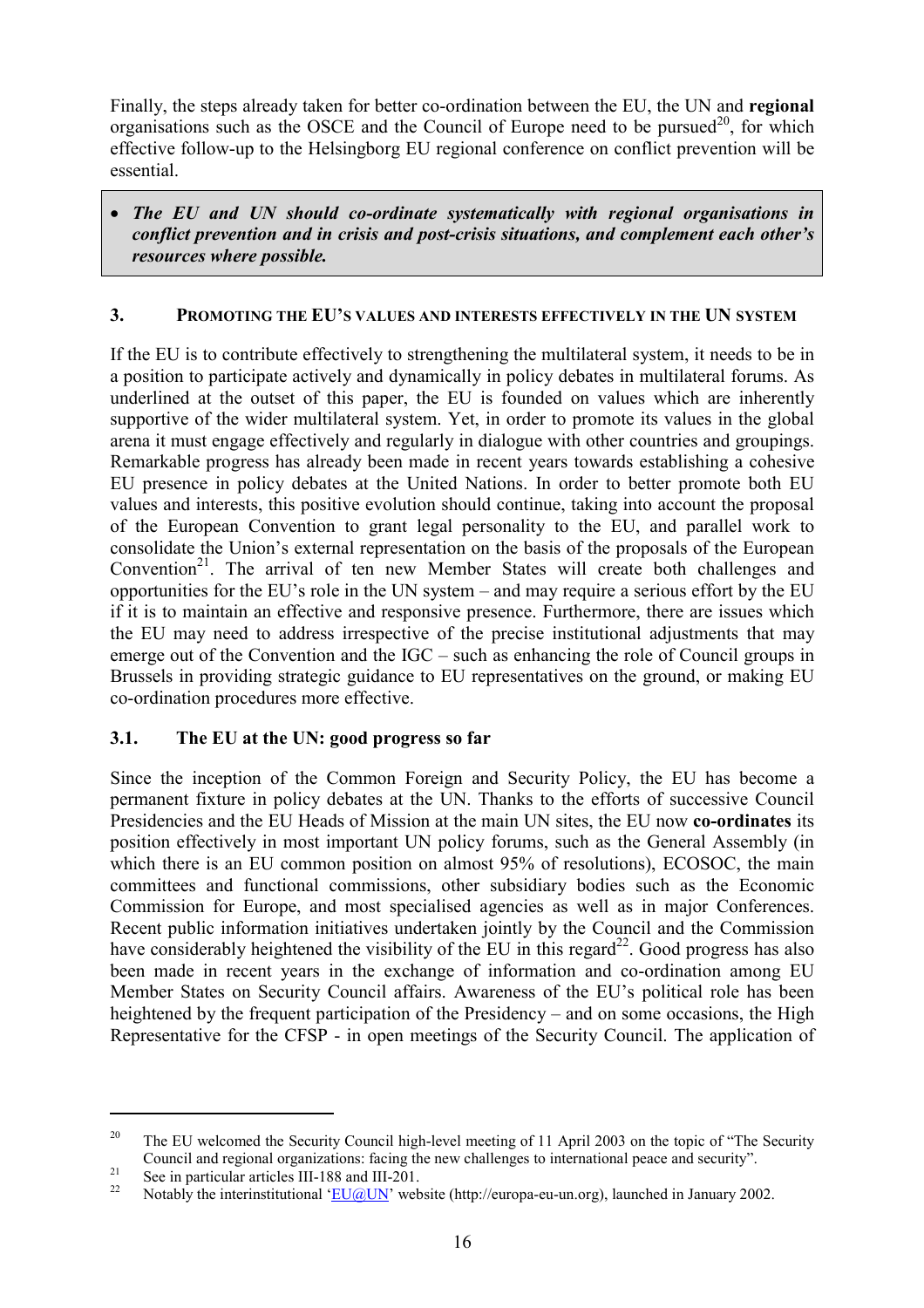Finally, the steps already taken for better co-ordination between the EU, the UN and **regional** organisations such as the OSCE and the Council of Europe need to be pursued[20], for which effective follow-up to the Helsingborg EU regional conference on conflict prevention will be essential.

- ***The EU and UN should co-ordinate systematically with regional organisations in conflict prevention and in crisis and post-crisis situations, and complement each other's resources where possible.***

## 3. PROMOTING THE EU'S VALUES AND INTERESTS EFFECTIVELY IN THE UN SYSTEM

If the EU is to contribute effectively to strengthening the multilateral system, it needs to be in a position to participate actively and dynamically in policy debates in multilateral forums. As underlined at the outset of this paper, the EU is founded on values which are inherently supportive of the wider multilateral system. Yet, in order to promote its values in the global arena it must engage effectively and regularly in dialogue with other countries and groupings. Remarkable progress has already been made in recent years towards establishing a cohesive EU presence in policy debates at the United Nations. In order to better promote both EU values and interests, this positive evolution should continue, taking into account the proposal of the European Convention to grant legal personality to the EU, and parallel work to consolidate the Union's external representation on the basis of the proposals of the European Convention[21]. The arrival of ten new Member States will create both challenges and opportunities for the EU's role in the UN system – and may require a serious effort by the EU if it is to maintain an effective and responsive presence. Furthermore, there are issues which the EU may need to address irrespective of the precise institutional adjustments that may emerge out of the Convention and the IGC – such as enhancing the role of Council groups in Brussels in providing strategic guidance to EU representatives on the ground, or making EU co-ordination procedures more effective.

### 3.1. The EU at the UN: good progress so far

Since the inception of the Common Foreign and Security Policy, the EU has become a permanent fixture in policy debates at the UN. Thanks to the efforts of successive Council Presidencies and the EU Heads of Mission at the main UN sites, the EU now **co-ordinates** its position effectively in most important UN policy forums, such as the General Assembly (in which there is an EU common position on almost 95% of resolutions), ECOSOC, the main committees and functional commissions, other subsidiary bodies such as the Economic Commission for Europe, and most specialised agencies as well as in major Conferences. Recent public information initiatives undertaken jointly by the Council and the Commission have considerably heightened the visibility of the EU in this regard[22]. Good progress has also been made in recent years in the exchange of information and co-ordination among EU Member States on Security Council affairs. Awareness of the EU's political role has been heightened by the frequent participation of the Presidency – and on some occasions, the High Representative for the CFSP - in open meetings of the Security Council. The application of

---

[20] The EU welcomed the Security Council high-level meeting of 11 April 2003 on the topic of "The Security Council and regional organizations: facing the new challenges to international peace and security".

[21] See in particular articles III-188 and III-201.

[22] Notably the interinstitutional 'EU@UN' website (http://europa-eu-un.org), launched in January 2002.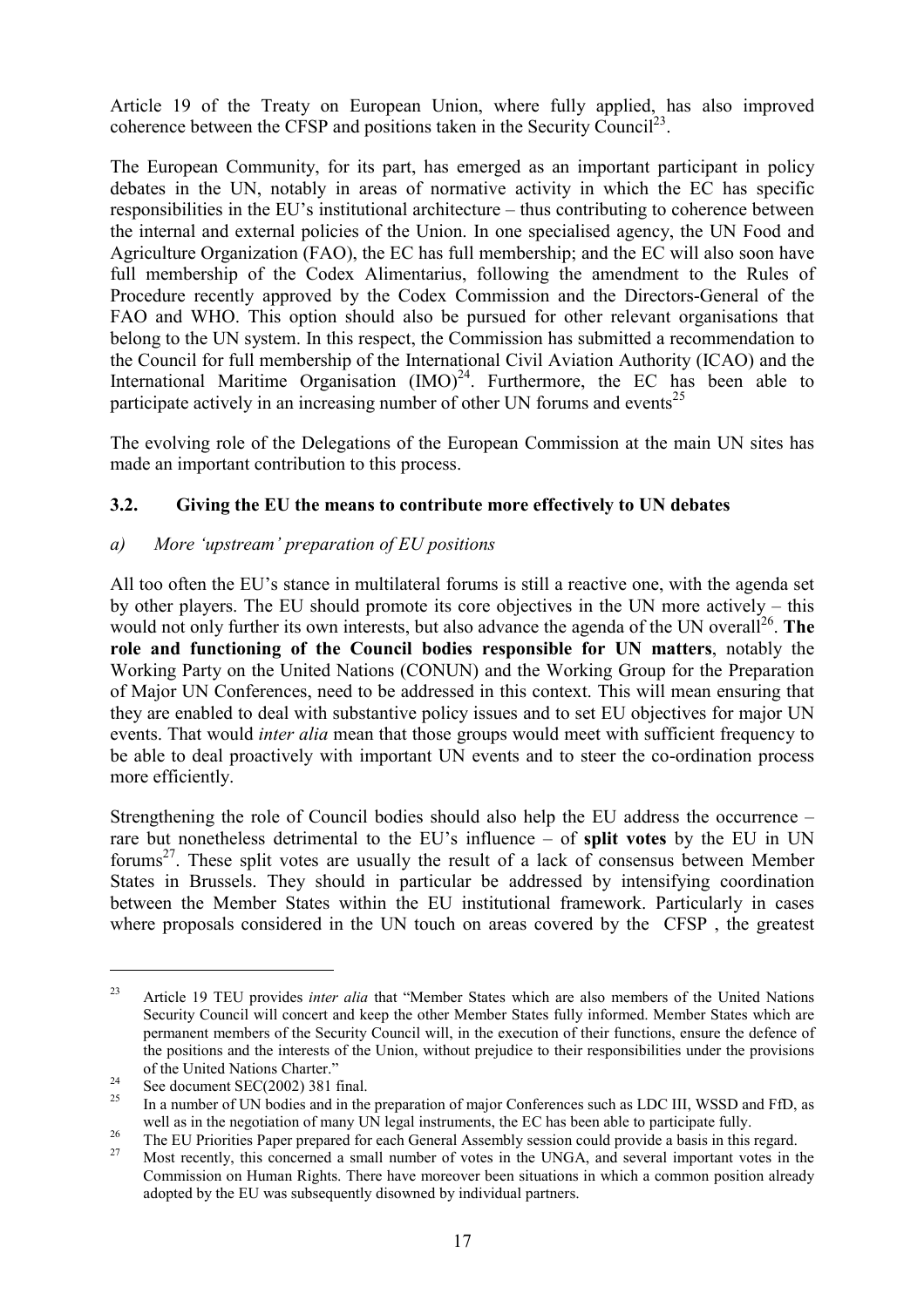Article 19 of the Treaty on European Union, where fully applied, has also improved coherence between the CFSP and positions taken in the Security Council[23].

The European Community, for its part, has emerged as an important participant in policy debates in the UN, notably in areas of normative activity in which the EC has specific responsibilities in the EU's institutional architecture – thus contributing to coherence between the internal and external policies of the Union. In one specialised agency, the UN Food and Agriculture Organization (FAO), the EC has full membership; and the EC will also soon have full membership of the Codex Alimentarius, following the amendment to the Rules of Procedure recently approved by the Codex Commission and the Directors-General of the FAO and WHO. This option should also be pursued for other relevant organisations that belong to the UN system. In this respect, the Commission has submitted a recommendation to the Council for full membership of the International Civil Aviation Authority (ICAO) and the International Maritime Organisation (IMO)[24]. Furthermore, the EC has been able to participate actively in an increasing number of other UN forums and events[25]

The evolving role of the Delegations of the European Commission at the main UN sites has made an important contribution to this process.

### 3.2. Giving the EU the means to contribute more effectively to UN debates

*a) More 'upstream' preparation of EU positions*

All too often the EU's stance in multilateral forums is still a reactive one, with the agenda set by other players. The EU should promote its core objectives in the UN more actively – this would not only further its own interests, but also advance the agenda of the UN overall[26]. **The role and functioning of the Council bodies responsible for UN matters**, notably the Working Party on the United Nations (CONUN) and the Working Group for the Preparation of Major UN Conferences, need to be addressed in this context. This will mean ensuring that they are enabled to deal with substantive policy issues and to set EU objectives for major UN events. That would *inter alia* mean that those groups would meet with sufficient frequency to be able to deal proactively with important UN events and to steer the co-ordination process more efficiently.

Strengthening the role of Council bodies should also help the EU address the occurrence – rare but nonetheless detrimental to the EU's influence – of **split votes** by the EU in UN forums[27]. These split votes are usually the result of a lack of consensus between Member States in Brussels. They should in particular be addressed by intensifying coordination between the Member States within the EU institutional framework. Particularly in cases where proposals considered in the UN touch on areas covered by the CFSP , the greatest

---

[23] Article 19 TEU provides *inter alia* that "Member States which are also members of the United Nations Security Council will concert and keep the other Member States fully informed. Member States which are permanent members of the Security Council will, in the execution of their functions, ensure the defence of the positions and the interests of the Union, without prejudice to their responsibilities under the provisions of the United Nations Charter."

[24] See document SEC(2002) 381 final.

[25] In a number of UN bodies and in the preparation of major Conferences such as LDC III, WSSD and FfD, as well as in the negotiation of many UN legal instruments, the EC has been able to participate fully.

[26] The EU Priorities Paper prepared for each General Assembly session could provide a basis in this regard.

[27] Most recently, this concerned a small number of votes in the UNGA, and several important votes in the Commission on Human Rights. There have moreover been situations in which a common position already adopted by the EU was subsequently disowned by individual partners.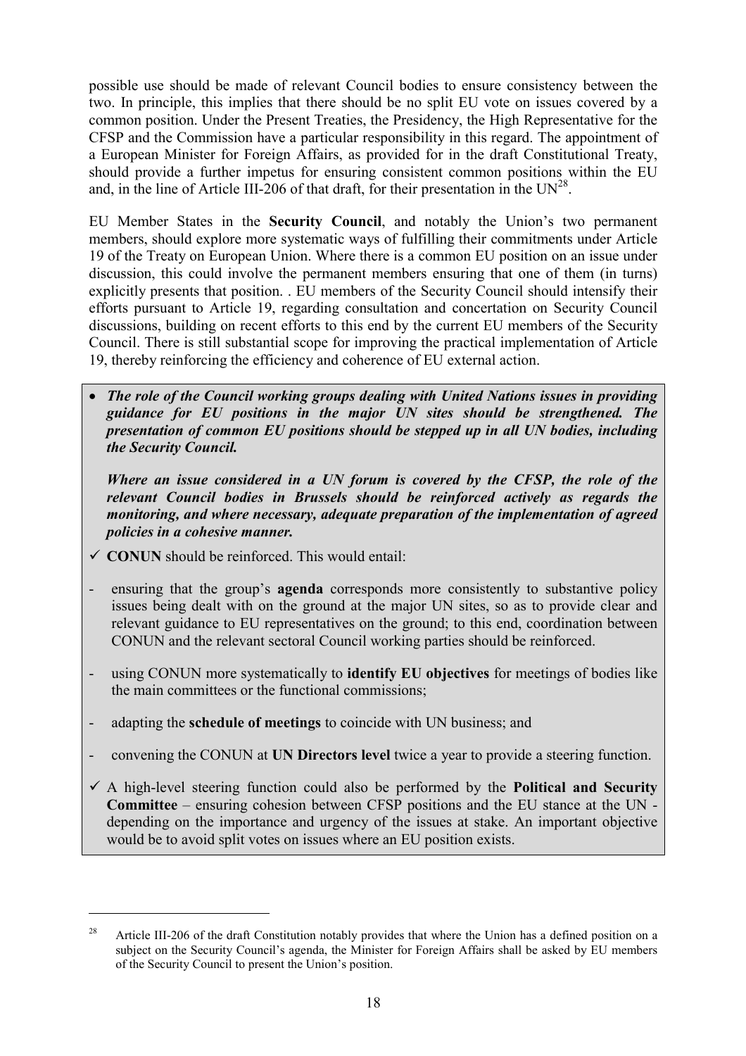possible use should be made of relevant Council bodies to ensure consistency between the two. In principle, this implies that there should be no split EU vote on issues covered by a common position. Under the Present Treaties, the Presidency, the High Representative for the CFSP and the Commission have a particular responsibility in this regard. The appointment of a European Minister for Foreign Affairs, as provided for in the draft Constitutional Treaty, should provide a further impetus for ensuring consistent common positions within the EU and, in the line of Article III-206 of that draft, for their presentation in the UN[28].

EU Member States in the **Security Council**, and notably the Union's two permanent members, should explore more systematic ways of fulfilling their commitments under Article 19 of the Treaty on European Union. Where there is a common EU position on an issue under discussion, this could involve the permanent members ensuring that one of them (in turns) explicitly presents that position. . EU members of the Security Council should intensify their efforts pursuant to Article 19, regarding consultation and concertation on Security Council discussions, building on recent efforts to this end by the current EU members of the Security Council. There is still substantial scope for improving the practical implementation of Article 19, thereby reinforcing the efficiency and coherence of EU external action.

- ***The role of the Council working groups dealing with United Nations issues in providing guidance for EU positions in the major UN sites should be strengthened. The presentation of common EU positions should be stepped up in all UN bodies, including the Security Council.***

  ***Where an issue considered in a UN forum is covered by the CFSP, the role of the relevant Council bodies in Brussels should be reinforced actively as regards the monitoring, and where necessary, adequate preparation of the implementation of agreed policies in a cohesive manner.***

✓ **CONUN** should be reinforced. This would entail:

- ensuring that the group's **agenda** corresponds more consistently to substantive policy issues being dealt with on the ground at the major UN sites, so as to provide clear and relevant guidance to EU representatives on the ground; to this end, coordination between CONUN and the relevant sectoral Council working parties should be reinforced.
- using CONUN more systematically to **identify EU objectives** for meetings of bodies like the main committees or the functional commissions;
- adapting the **schedule of meetings** to coincide with UN business; and
- convening the CONUN at **UN Directors level** twice a year to provide a steering function.

✓ A high-level steering function could also be performed by the **Political and Security Committee** – ensuring cohesion between CFSP positions and the EU stance at the UN - depending on the importance and urgency of the issues at stake. An important objective would be to avoid split votes on issues where an EU position exists.

[28] Article III-206 of the draft Constitution notably provides that where the Union has a defined position on a subject on the Security Council's agenda, the Minister for Foreign Affairs shall be asked by EU members of the Security Council to present the Union's position.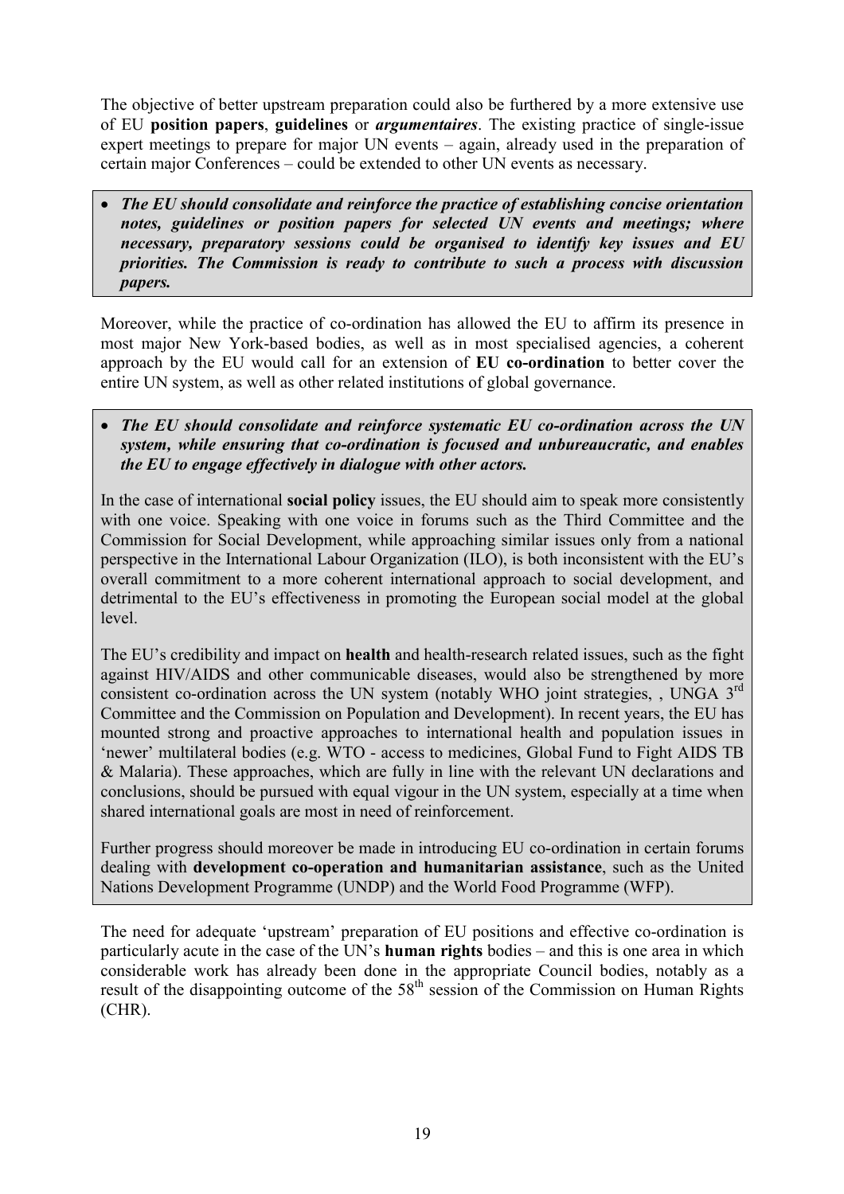The objective of better upstream preparation could also be furthered by a more extensive use of EU **position papers**, **guidelines** or ***argumentaires***. The existing practice of single-issue expert meetings to prepare for major UN events – again, already used in the preparation of certain major Conferences – could be extended to other UN events as necessary.

- ***The EU should consolidate and reinforce the practice of establishing concise orientation notes, guidelines or position papers for selected UN events and meetings; where necessary, preparatory sessions could be organised to identify key issues and EU priorities. The Commission is ready to contribute to such a process with discussion papers.***

Moreover, while the practice of co-ordination has allowed the EU to affirm its presence in most major New York-based bodies, as well as in most specialised agencies, a coherent approach by the EU would call for an extension of **EU co-ordination** to better cover the entire UN system, as well as other related institutions of global governance.

- ***The EU should consolidate and reinforce systematic EU co-ordination across the UN system, while ensuring that co-ordination is focused and unbureaucratic, and enables the EU to engage effectively in dialogue with other actors.***

In the case of international **social policy** issues, the EU should aim to speak more consistently with one voice. Speaking with one voice in forums such as the Third Committee and the Commission for Social Development, while approaching similar issues only from a national perspective in the International Labour Organization (ILO), is both inconsistent with the EU's overall commitment to a more coherent international approach to social development, and detrimental to the EU's effectiveness in promoting the European social model at the global level.

The EU's credibility and impact on **health** and health-research related issues, such as the fight against HIV/AIDS and other communicable diseases, would also be strengthened by more consistent co-ordination across the UN system (notably WHO joint strategies, , UNGA 3rd Committee and the Commission on Population and Development). In recent years, the EU has mounted strong and proactive approaches to international health and population issues in 'newer' multilateral bodies (e.g. WTO - access to medicines, Global Fund to Fight AIDS TB & Malaria). These approaches, which are fully in line with the relevant UN declarations and conclusions, should be pursued with equal vigour in the UN system, especially at a time when shared international goals are most in need of reinforcement.

Further progress should moreover be made in introducing EU co-ordination in certain forums dealing with **development co-operation and humanitarian assistance**, such as the United Nations Development Programme (UNDP) and the World Food Programme (WFP).

The need for adequate 'upstream' preparation of EU positions and effective co-ordination is particularly acute in the case of the UN's **human rights** bodies – and this is one area in which considerable work has already been done in the appropriate Council bodies, notably as a result of the disappointing outcome of the 58th session of the Commission on Human Rights (CHR).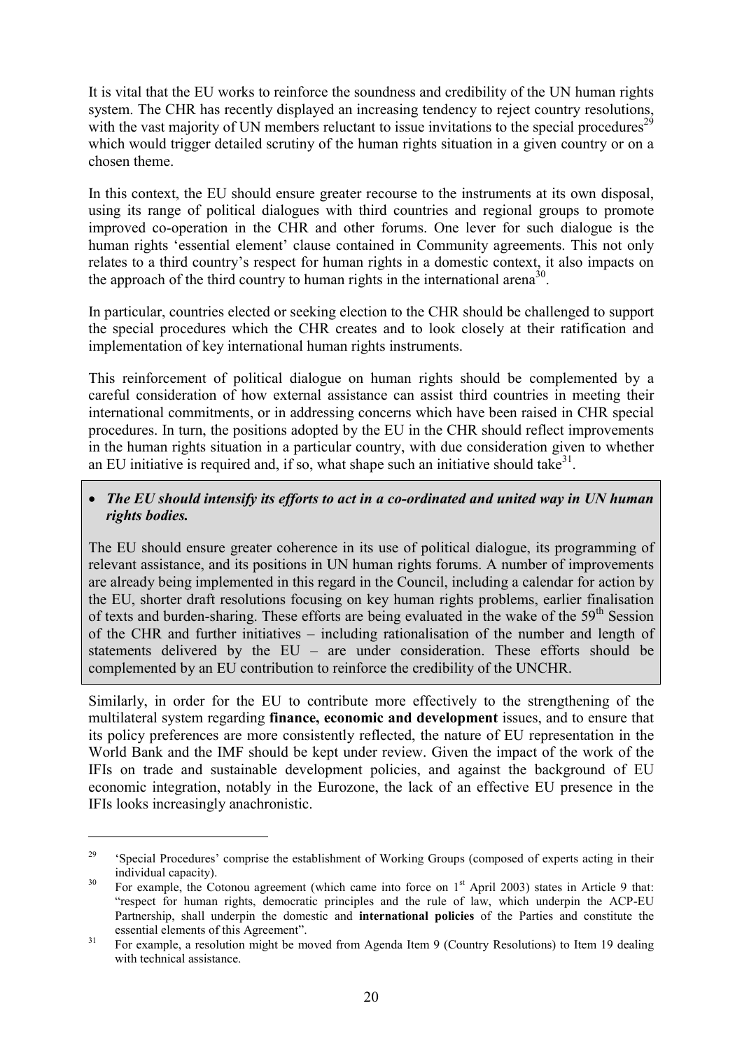It is vital that the EU works to reinforce the soundness and credibility of the UN human rights system. The CHR has recently displayed an increasing tendency to reject country resolutions, with the vast majority of UN members reluctant to issue invitations to the special procedures[29] which would trigger detailed scrutiny of the human rights situation in a given country or on a chosen theme.

In this context, the EU should ensure greater recourse to the instruments at its own disposal, using its range of political dialogues with third countries and regional groups to promote improved co-operation in the CHR and other forums. One lever for such dialogue is the human rights 'essential element' clause contained in Community agreements. This not only relates to a third country's respect for human rights in a domestic context, it also impacts on the approach of the third country to human rights in the international arena[30].

In particular, countries elected or seeking election to the CHR should be challenged to support the special procedures which the CHR creates and to look closely at their ratification and implementation of key international human rights instruments.

This reinforcement of political dialogue on human rights should be complemented by a careful consideration of how external assistance can assist third countries in meeting their international commitments, or in addressing concerns which have been raised in CHR special procedures. In turn, the positions adopted by the EU in the CHR should reflect improvements in the human rights situation in a particular country, with due consideration given to whether an EU initiative is required and, if so, what shape such an initiative should take[31].

- ***The EU should intensify its efforts to act in a co-ordinated and united way in UN human rights bodies.***

The EU should ensure greater coherence in its use of political dialogue, its programming of relevant assistance, and its positions in UN human rights forums. A number of improvements are already being implemented in this regard in the Council, including a calendar for action by the EU, shorter draft resolutions focusing on key human rights problems, earlier finalisation of texts and burden-sharing. These efforts are being evaluated in the wake of the 59th Session of the CHR and further initiatives – including rationalisation of the number and length of statements delivered by the EU – are under consideration. These efforts should be complemented by an EU contribution to reinforce the credibility of the UNCHR.

Similarly, in order for the EU to contribute more effectively to the strengthening of the multilateral system regarding **finance, economic and development** issues, and to ensure that its policy preferences are more consistently reflected, the nature of EU representation in the World Bank and the IMF should be kept under review. Given the impact of the work of the IFIs on trade and sustainable development policies, and against the background of EU economic integration, notably in the Eurozone, the lack of an effective EU presence in the IFIs looks increasingly anachronistic.

---

[29] 'Special Procedures' comprise the establishment of Working Groups (composed of experts acting in their individual capacity).

[30] For example, the Cotonou agreement (which came into force on 1st April 2003) states in Article 9 that: "respect for human rights, democratic principles and the rule of law, which underpin the ACP-EU Partnership, shall underpin the domestic and **international policies** of the Parties and constitute the essential elements of this Agreement".

[31] For example, a resolution might be moved from Agenda Item 9 (Country Resolutions) to Item 19 dealing with technical assistance.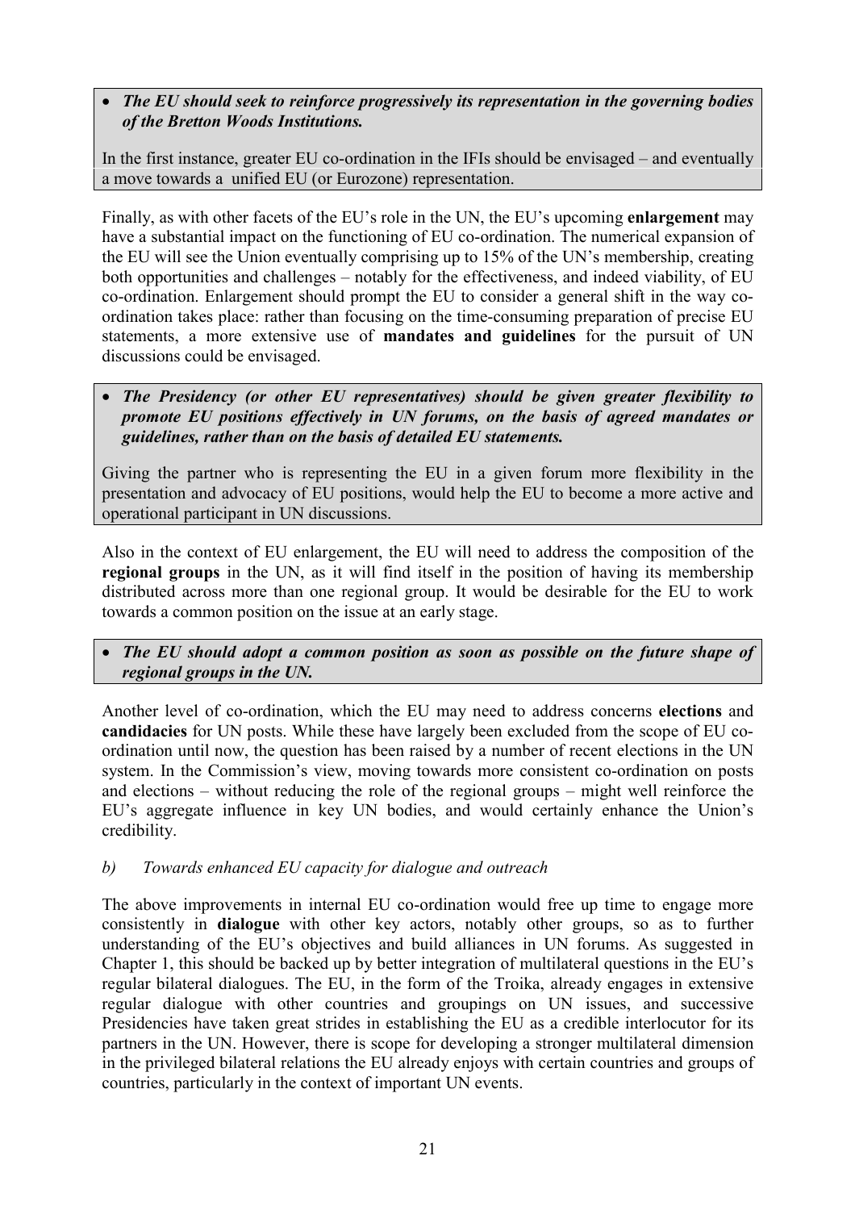- ***The EU should seek to reinforce progressively its representation in the governing bodies of the Bretton Woods Institutions.***

In the first instance, greater EU co-ordination in the IFIs should be envisaged – and eventually a move towards a unified EU (or Eurozone) representation.

Finally, as with other facets of the EU's role in the UN, the EU's upcoming **enlargement** may have a substantial impact on the functioning of EU co-ordination. The numerical expansion of the EU will see the Union eventually comprising up to 15% of the UN's membership, creating both opportunities and challenges – notably for the effectiveness, and indeed viability, of EU co-ordination. Enlargement should prompt the EU to consider a general shift in the way co-ordination takes place: rather than focusing on the time-consuming preparation of precise EU statements, a more extensive use of **mandates and guidelines** for the pursuit of UN discussions could be envisaged.

- ***The Presidency (or other EU representatives) should be given greater flexibility to promote EU positions effectively in UN forums, on the basis of agreed mandates or guidelines, rather than on the basis of detailed EU statements.***

Giving the partner who is representing the EU in a given forum more flexibility in the presentation and advocacy of EU positions, would help the EU to become a more active and operational participant in UN discussions.

Also in the context of EU enlargement, the EU will need to address the composition of the **regional groups** in the UN, as it will find itself in the position of having its membership distributed across more than one regional group. It would be desirable for the EU to work towards a common position on the issue at an early stage.

- ***The EU should adopt a common position as soon as possible on the future shape of regional groups in the UN.***

Another level of co-ordination, which the EU may need to address concerns **elections** and **candidacies** for UN posts. While these have largely been excluded from the scope of EU co-ordination until now, the question has been raised by a number of recent elections in the UN system. In the Commission's view, moving towards more consistent co-ordination on posts and elections – without reducing the role of the regional groups – might well reinforce the EU's aggregate influence in key UN bodies, and would certainly enhance the Union's credibility.

### *b) Towards enhanced EU capacity for dialogue and outreach*

The above improvements in internal EU co-ordination would free up time to engage more consistently in **dialogue** with other key actors, notably other groups, so as to further understanding of the EU's objectives and build alliances in UN forums. As suggested in Chapter 1, this should be backed up by better integration of multilateral questions in the EU's regular bilateral dialogues. The EU, in the form of the Troika, already engages in extensive regular dialogue with other countries and groupings on UN issues, and successive Presidencies have taken great strides in establishing the EU as a credible interlocutor for its partners in the UN. However, there is scope for developing a stronger multilateral dimension in the privileged bilateral relations the EU already enjoys with certain countries and groups of countries, particularly in the context of important UN events.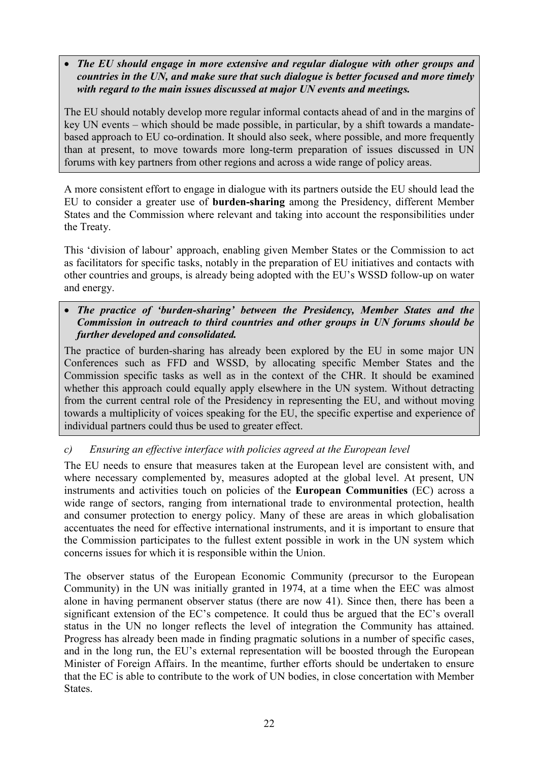- ***The EU should engage in more extensive and regular dialogue with other groups and countries in the UN, and make sure that such dialogue is better focused and more timely with regard to the main issues discussed at major UN events and meetings.***

The EU should notably develop more regular informal contacts ahead of and in the margins of key UN events – which should be made possible, in particular, by a shift towards a mandate-based approach to EU co-ordination. It should also seek, where possible, and more frequently than at present, to move towards more long-term preparation of issues discussed in UN forums with key partners from other regions and across a wide range of policy areas.

A more consistent effort to engage in dialogue with its partners outside the EU should lead the EU to consider a greater use of **burden-sharing** among the Presidency, different Member States and the Commission where relevant and taking into account the responsibilities under the Treaty.

This 'division of labour' approach, enabling given Member States or the Commission to act as facilitators for specific tasks, notably in the preparation of EU initiatives and contacts with other countries and groups, is already being adopted with the EU's WSSD follow-up on water and energy.

- ***The practice of 'burden-sharing' between the Presidency, Member States and the Commission in outreach to third countries and other groups in UN forums should be further developed and consolidated.***

The practice of burden-sharing has already been explored by the EU in some major UN Conferences such as FFD and WSSD, by allocating specific Member States and the Commission specific tasks as well as in the context of the CHR. It should be examined whether this approach could equally apply elsewhere in the UN system. Without detracting from the current central role of the Presidency in representing the EU, and without moving towards a multiplicity of voices speaking for the EU, the specific expertise and experience of individual partners could thus be used to greater effect.

*c) Ensuring an effective interface with policies agreed at the European level*

The EU needs to ensure that measures taken at the European level are consistent with, and where necessary complemented by, measures adopted at the global level. At present, UN instruments and activities touch on policies of the **European Communities** (EC) across a wide range of sectors, ranging from international trade to environmental protection, health and consumer protection to energy policy. Many of these are areas in which globalisation accentuates the need for effective international instruments, and it is important to ensure that the Commission participates to the fullest extent possible in work in the UN system which concerns issues for which it is responsible within the Union.

The observer status of the European Economic Community (precursor to the European Community) in the UN was initially granted in 1974, at a time when the EEC was almost alone in having permanent observer status (there are now 41). Since then, there has been a significant extension of the EC's competence. It could thus be argued that the EC's overall status in the UN no longer reflects the level of integration the Community has attained. Progress has already been made in finding pragmatic solutions in a number of specific cases, and in the long run, the EU's external representation will be boosted through the European Minister of Foreign Affairs. In the meantime, further efforts should be undertaken to ensure that the EC is able to contribute to the work of UN bodies, in close concertation with Member States.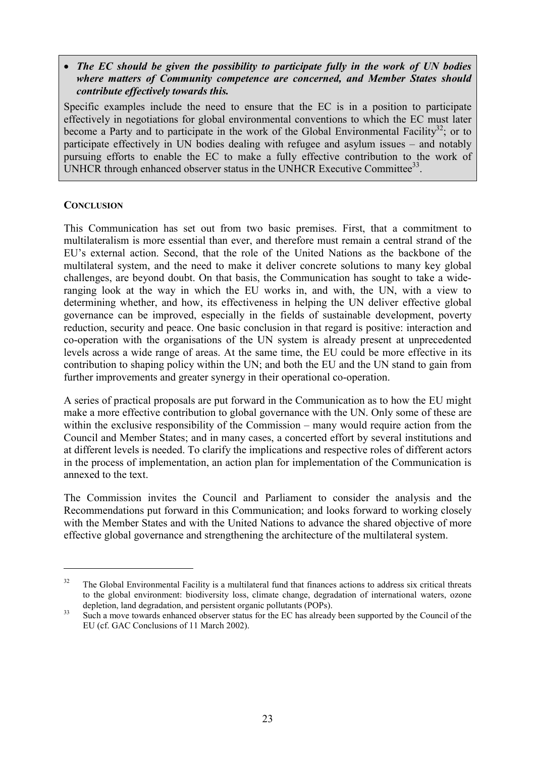- ***The EC should be given the possibility to participate fully in the work of UN bodies where matters of Community competence are concerned, and Member States should contribute effectively towards this.***

Specific examples include the need to ensure that the EC is in a position to participate effectively in negotiations for global environmental conventions to which the EC must later become a Party and to participate in the work of the Global Environmental Facility[32]; or to participate effectively in UN bodies dealing with refugee and asylum issues – and notably pursuing efforts to enable the EC to make a fully effective contribution to the work of UNHCR through enhanced observer status in the UNHCR Executive Committee[33].

## CONCLUSION

This Communication has set out from two basic premises. First, that a commitment to multilateralism is more essential than ever, and therefore must remain a central strand of the EU's external action. Second, that the role of the United Nations as the backbone of the multilateral system, and the need to make it deliver concrete solutions to many key global challenges, are beyond doubt. On that basis, the Communication has sought to take a wide-ranging look at the way in which the EU works in, and with, the UN, with a view to determining whether, and how, its effectiveness in helping the UN deliver effective global governance can be improved, especially in the fields of sustainable development, poverty reduction, security and peace. One basic conclusion in that regard is positive: interaction and co-operation with the organisations of the UN system is already present at unprecedented levels across a wide range of areas. At the same time, the EU could be more effective in its contribution to shaping policy within the UN; and both the EU and the UN stand to gain from further improvements and greater synergy in their operational co-operation.

A series of practical proposals are put forward in the Communication as to how the EU might make a more effective contribution to global governance with the UN. Only some of these are within the exclusive responsibility of the Commission – many would require action from the Council and Member States; and in many cases, a concerted effort by several institutions and at different levels is needed. To clarify the implications and respective roles of different actors in the process of implementation, an action plan for implementation of the Communication is annexed to the text.

The Commission invites the Council and Parliament to consider the analysis and the Recommendations put forward in this Communication; and looks forward to working closely with the Member States and with the United Nations to advance the shared objective of more effective global governance and strengthening the architecture of the multilateral system.

---

[32] The Global Environmental Facility is a multilateral fund that finances actions to address six critical threats to the global environment: biodiversity loss, climate change, degradation of international waters, ozone depletion, land degradation, and persistent organic pollutants (POPs).

[33] Such a move towards enhanced observer status for the EC has already been supported by the Council of the EU (cf. GAC Conclusions of 11 March 2002).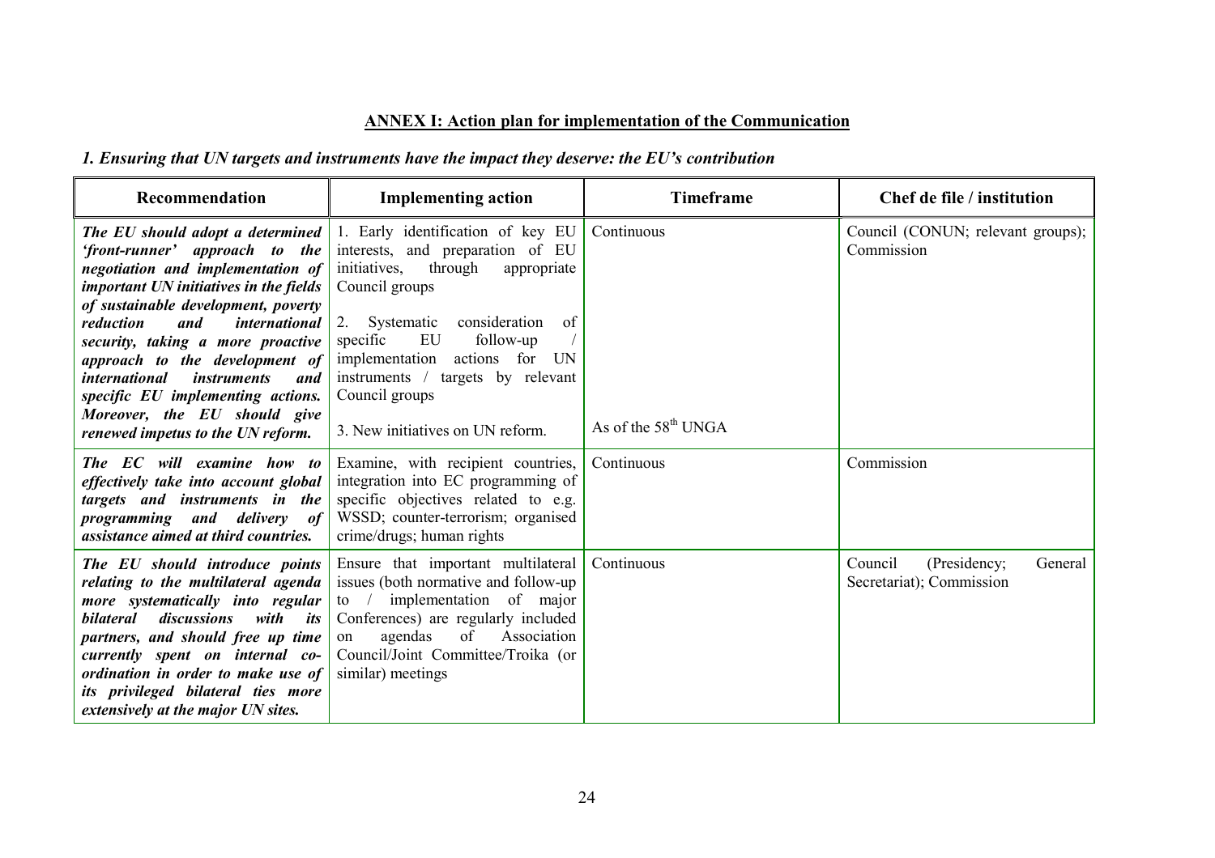## ANNEX I: Action plan for implementation of the Communication

### *1. Ensuring that UN targets and instruments have the impact they deserve: the EU's contribution*

| Recommendation | Implementing action | Timeframe | Chef de file / institution |
|---|---|---|---|
| ***The EU should adopt a determined 'front-runner' approach to the negotiation and implementation of important UN initiatives in the fields of sustainable development, poverty reduction and international security, taking a more proactive approach to the development of international instruments and specific EU implementing actions. Moreover, the EU should give renewed impetus to the UN reform.*** | 1. Early identification of key EU interests, and preparation of EU initiatives, through appropriate Council groups<br><br>2. Systematic consideration of specific EU follow-up / implementation actions for UN instruments / targets by relevant Council groups<br><br>3. New initiatives on UN reform. | Continuous<br><br><br><br><br><br>As of the 58th UNGA | Council (CONUN; relevant groups); Commission |
| ***The EC will examine how to effectively take into account global targets and instruments in the programming and delivery of assistance aimed at third countries.*** | Examine, with recipient countries, integration into EC programming of specific objectives related to e.g. WSSD; counter-terrorism; organised crime/drugs; human rights | Continuous | Commission |
| ***The EU should introduce points relating to the multilateral agenda more systematically into regular bilateral discussions with its partners, and should free up time currently spent on internal co-ordination in order to make use of its privileged bilateral ties more extensively at the major UN sites.*** | Ensure that important multilateral issues (both normative and follow-up to / implementation of major Conferences) are regularly included on agendas of Association Council/Joint Committee/Troika (or similar) meetings | Continuous | Council (Presidency; General Secretariat); Commission |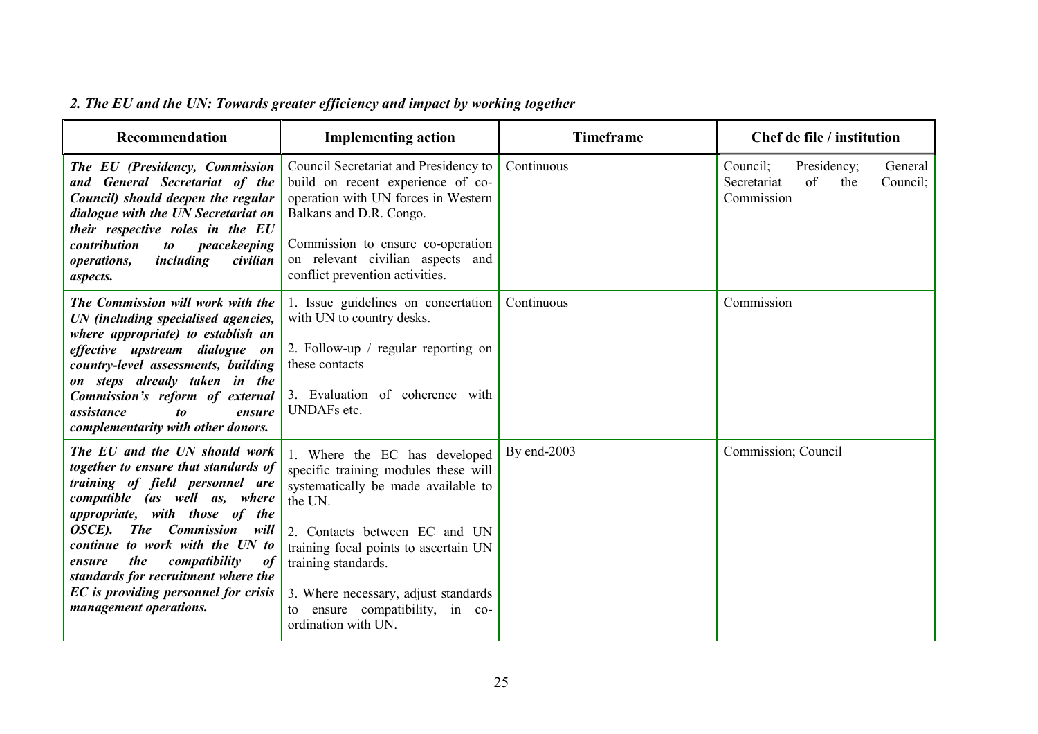*2. The EU and the UN: Towards greater efficiency and impact by working together*

| Recommendation | Implementing action | Timeframe | Chef de file / institution |
|---|---|---|---|
| ***The EU (Presidency, Commission and General Secretariat of the Council) should deepen the regular dialogue with the UN Secretariat on their respective roles in the EU contribution to peacekeeping operations, including civilian aspects.*** | Council Secretariat and Presidency to build on recent experience of co-operation with UN forces in Western Balkans and D.R. Congo.<br><br>Commission to ensure co-operation on relevant civilian aspects and conflict prevention activities. | Continuous | Council; Presidency; General Secretariat of the Council; Commission |
| ***The Commission will work with the UN (including specialised agencies, where appropriate) to establish an effective upstream dialogue on country-level assessments, building on steps already taken in the Commission's reform of external assistance to ensure complementarity with other donors.*** | 1. Issue guidelines on concertation with UN to country desks.<br><br>2. Follow-up / regular reporting on these contacts<br><br>3. Evaluation of coherence with UNDAFs etc. | Continuous | Commission |
| ***The EU and the UN should work together to ensure that standards of training of field personnel are compatible (as well as, where appropriate, with those of the OSCE). The Commission will continue to work with the UN to ensure the compatibility of standards for recruitment where the EC is providing personnel for crisis management operations.*** | 1. Where the EC has developed specific training modules these will systematically be made available to the UN.<br><br>2. Contacts between EC and UN training focal points to ascertain UN training standards.<br><br>3. Where necessary, adjust standards to ensure compatibility, in co-ordination with UN. | By end-2003 | Commission; Council |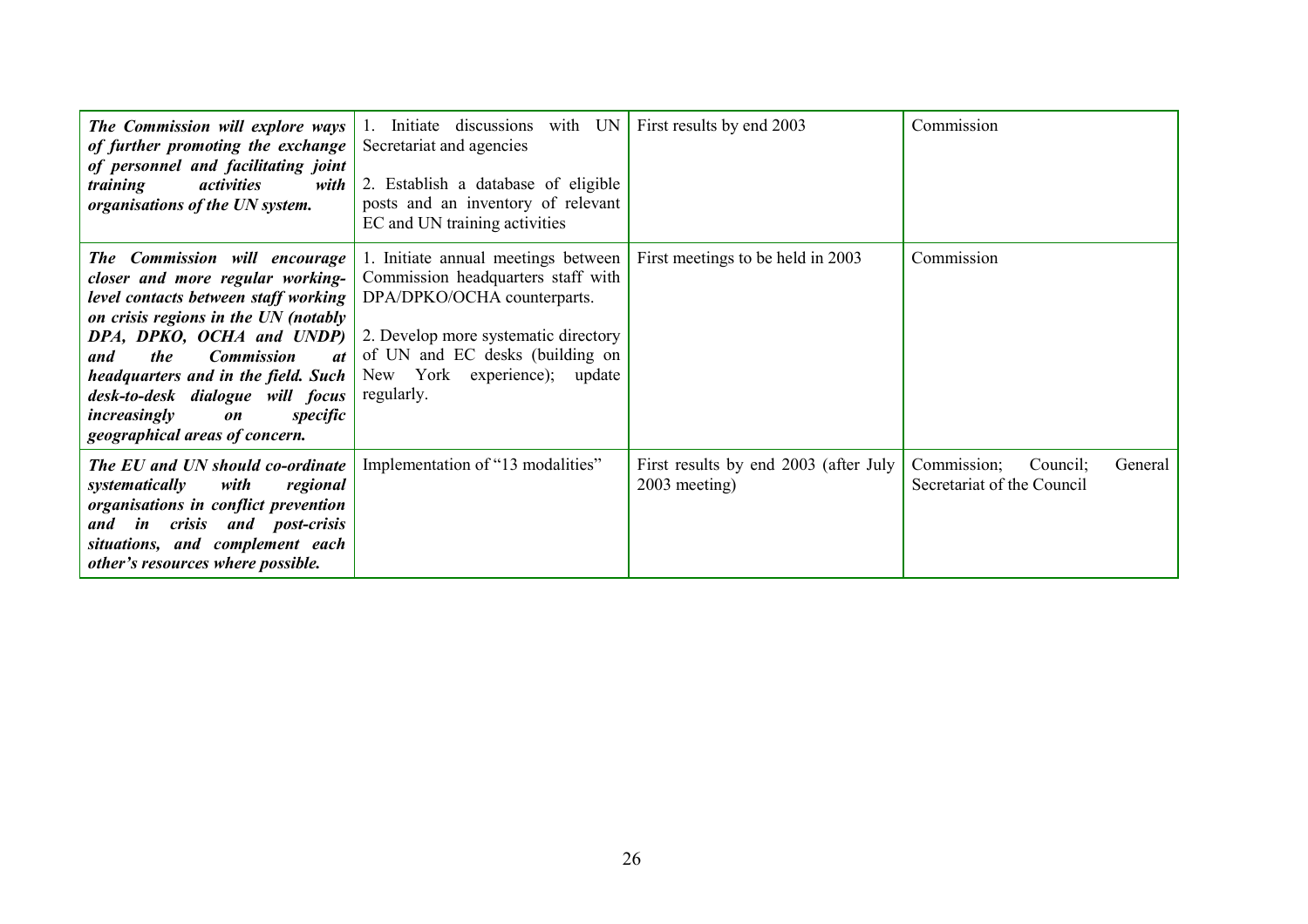| | | | |
|---|---|---|---|
| ***The Commission will explore ways of further promoting the exchange of personnel and facilitating joint training activities with organisations of the UN system.*** | 1. Initiate discussions with UN Secretariat and agencies<br><br>2. Establish a database of eligible posts and an inventory of relevant EC and UN training activities | First results by end 2003 | Commission |
| ***The Commission will encourage closer and more regular working-level contacts between staff working on crisis regions in the UN (notably DPA, DPKO, OCHA and UNDP) and the Commission at headquarters and in the field. Such desk-to-desk dialogue will focus increasingly on specific geographical areas of concern.*** | 1. Initiate annual meetings between Commission headquarters staff with DPA/DPKO/OCHA counterparts.<br><br>2. Develop more systematic directory of UN and EC desks (building on New York experience); update regularly. | First meetings to be held in 2003 | Commission |
| ***The EU and UN should co-ordinate systematically with regional organisations in conflict prevention and in crisis and post-crisis situations, and complement each other's resources where possible.*** | Implementation of "13 modalities" | First results by end 2003 (after July 2003 meeting) | Commission; Council; General Secretariat of the Council |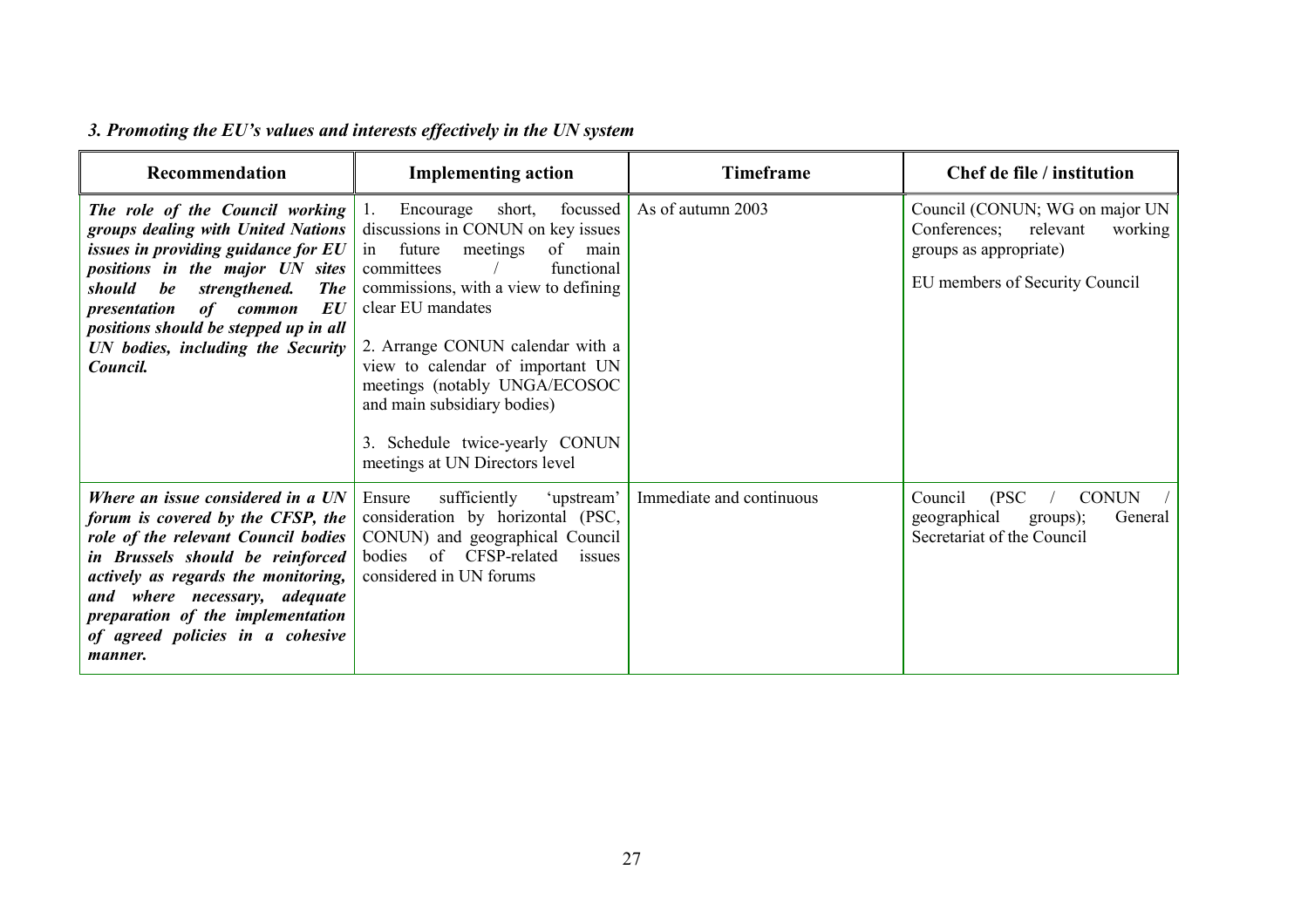### *3. Promoting the EU's values and interests effectively in the UN system*

| Recommendation | Implementing action | Timeframe | Chef de file / institution |
|---|---|---|---|
| ***The role of the Council working groups dealing with United Nations issues in providing guidance for EU positions in the major UN sites should be strengthened. The presentation of common EU positions should be stepped up in all UN bodies, including the Security Council.*** | 1. Encourage short, focussed discussions in CONUN on key issues in future meetings of main committees / functional commissions, with a view to defining clear EU mandates<br><br>2. Arrange CONUN calendar with a view to calendar of important UN meetings (notably UNGA/ECOSOC and main subsidiary bodies)<br><br>3. Schedule twice-yearly CONUN meetings at UN Directors level | As of autumn 2003 | Council (CONUN; WG on major UN Conferences; relevant working groups as appropriate)<br><br>EU members of Security Council |
| ***Where an issue considered in a UN forum is covered by the CFSP, the role of the relevant Council bodies in Brussels should be reinforced actively as regards the monitoring, and where necessary, adequate preparation of the implementation of agreed policies in a cohesive manner.*** | Ensure sufficiently 'upstream' consideration by horizontal (PSC, CONUN) and geographical Council bodies of CFSP-related issues considered in UN forums | Immediate and continuous | Council (PSC / CONUN / geographical groups); General Secretariat of the Council |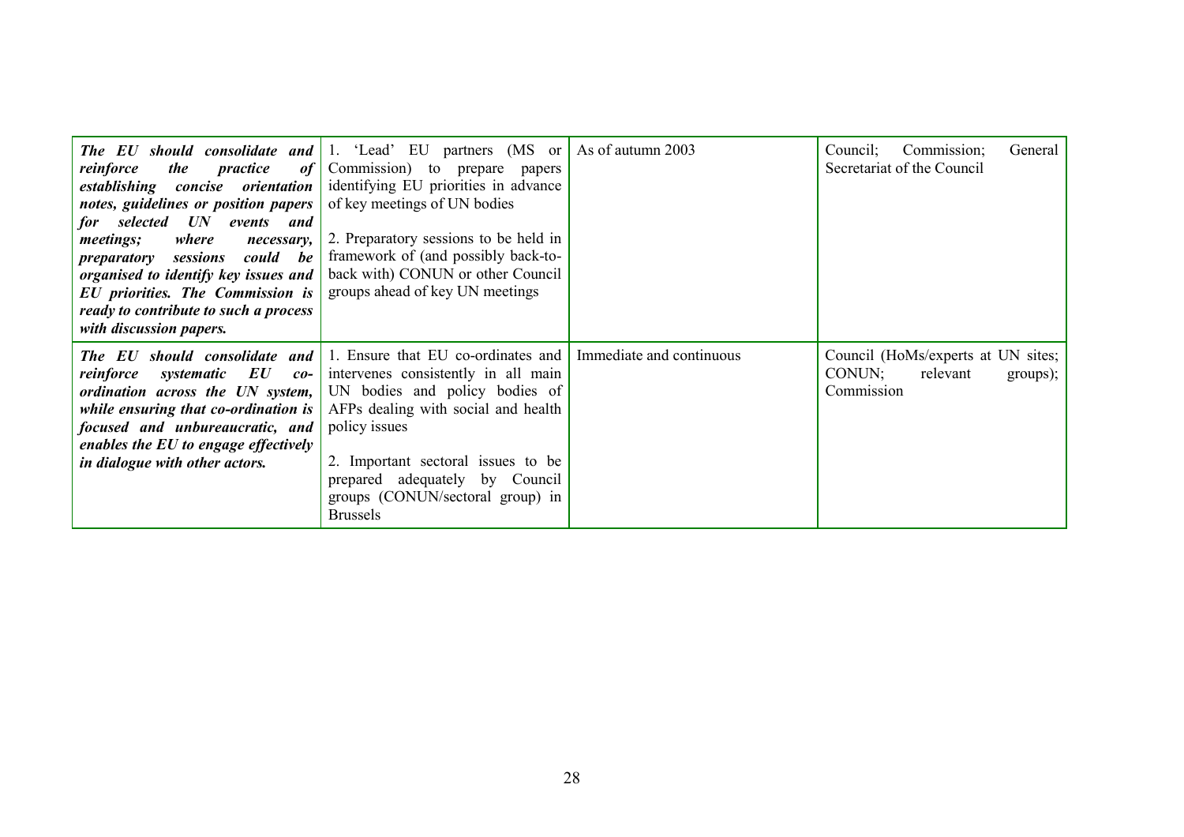| | | | |
|---|---|---|---|
| ***The EU should consolidate and reinforce the practice of establishing concise orientation notes, guidelines or position papers for selected UN events and meetings; where necessary, preparatory sessions could be organised to identify key issues and EU priorities. The Commission is ready to contribute to such a process with discussion papers.*** | 1. 'Lead' EU partners (MS or Commission) to prepare papers identifying EU priorities in advance of key meetings of UN bodies<br><br>2. Preparatory sessions to be held in framework of (and possibly back-to-back with) CONUN or other Council groups ahead of key UN meetings | As of autumn 2003 | Council; Commission; General Secretariat of the Council |
| ***The EU should consolidate and reinforce systematic EU co-ordination across the UN system, while ensuring that co-ordination is focused and unbureaucratic, and enables the EU to engage effectively in dialogue with other actors.*** | 1. Ensure that EU co-ordinates and intervenes consistently in all main UN bodies and policy bodies of AFPs dealing with social and health policy issues<br><br>2. Important sectoral issues to be prepared adequately by Council groups (CONUN/sectoral group) in Brussels | Immediate and continuous | Council (HoMs/experts at UN sites; CONUN; relevant groups); Commission |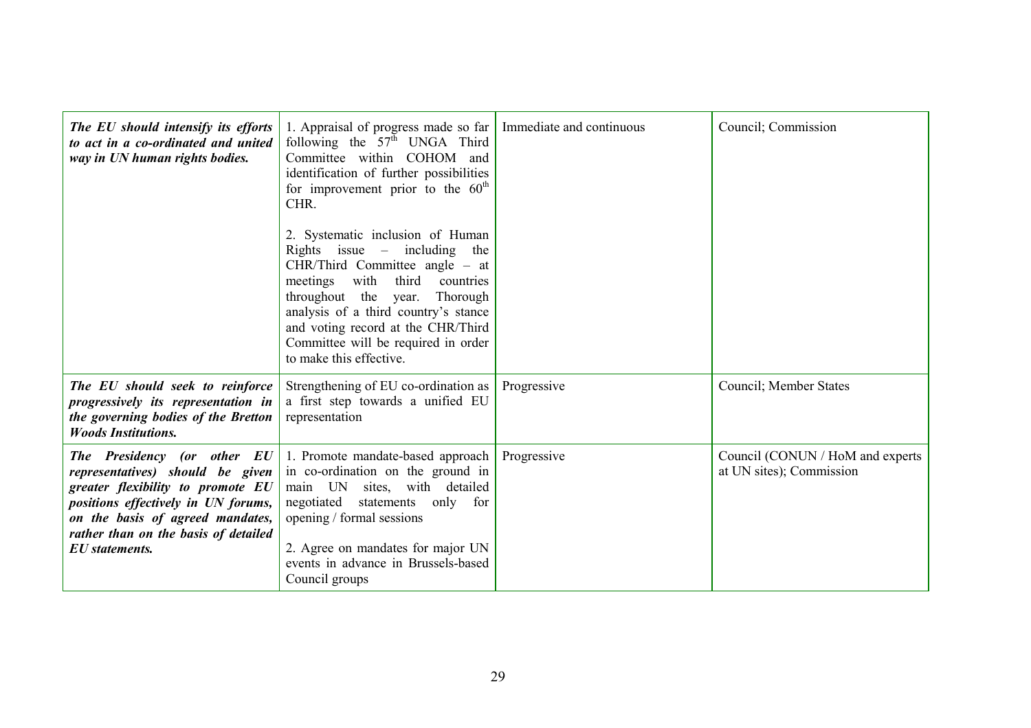| | | | |
|---|---|---|---|
| ***The EU should intensify its efforts to act in a co-ordinated and united way in UN human rights bodies.*** | 1. Appraisal of progress made so far following the 57th UNGA Third Committee within COHOM and identification of further possibilities for improvement prior to the 60th CHR.<br><br>2. Systematic inclusion of Human Rights issue – including the CHR/Third Committee angle – at meetings with third countries throughout the year. Thorough analysis of a third country's stance and voting record at the CHR/Third Committee will be required in order to make this effective. | Immediate and continuous | Council; Commission |
| ***The EU should seek to reinforce progressively its representation in the governing bodies of the Bretton Woods Institutions.*** | Strengthening of EU co-ordination as a first step towards a unified EU representation | Progressive | Council; Member States |
| ***The Presidency (or other EU representatives) should be given greater flexibility to promote EU positions effectively in UN forums, on the basis of agreed mandates, rather than on the basis of detailed EU statements.*** | 1. Promote mandate-based approach in co-ordination on the ground in main UN sites, with detailed negotiated statements only for opening / formal sessions<br><br>2. Agree on mandates for major UN events in advance in Brussels-based Council groups | Progressive | Council (CONUN / HoM and experts at UN sites); Commission |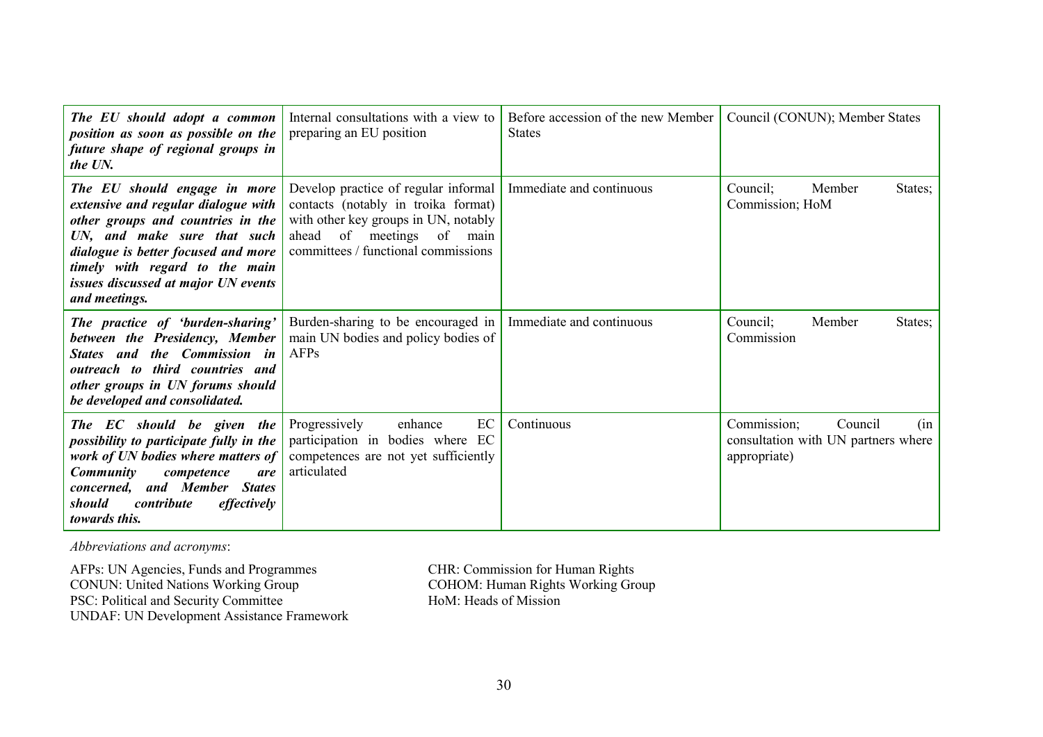| | | | |
|---|---|---|---|
| ***The EU should adopt a common position as soon as possible on the future shape of regional groups in the UN.*** | Internal consultations with a view to preparing an EU position | Before accession of the new Member States | Council (CONUN); Member States |
| ***The EU should engage in more extensive and regular dialogue with other groups and countries in the UN, and make sure that such dialogue is better focused and more timely with regard to the main issues discussed at major UN events and meetings.*** | Develop practice of regular informal contacts (notably in troika format) with other key groups in UN, notably ahead of meetings of main committees / functional commissions | Immediate and continuous | Council; Member States; Commission; HoM |
| ***The practice of 'burden-sharing' between the Presidency, Member States and the Commission in outreach to third countries and other groups in UN forums should be developed and consolidated.*** | Burden-sharing to be encouraged in main UN bodies and policy bodies of AFPs | Immediate and continuous | Council; Member States; Commission |
| ***The EC should be given the possibility to participate fully in the work of UN bodies where matters of Community competence are concerned, and Member States should contribute effectively towards this.*** | Progressively enhance EC participation in bodies where EC competences are not yet sufficiently articulated | Continuous | Commission; Council (in consultation with UN partners where appropriate) |

*Abbreviations and acronyms*:

AFPs: UN Agencies, Funds and Programmes
CONUN: United Nations Working Group
PSC: Political and Security Committee
UNDAF: UN Development Assistance Framework

CHR: Commission for Human Rights
COHOM: Human Rights Working Group
HoM: Heads of Mission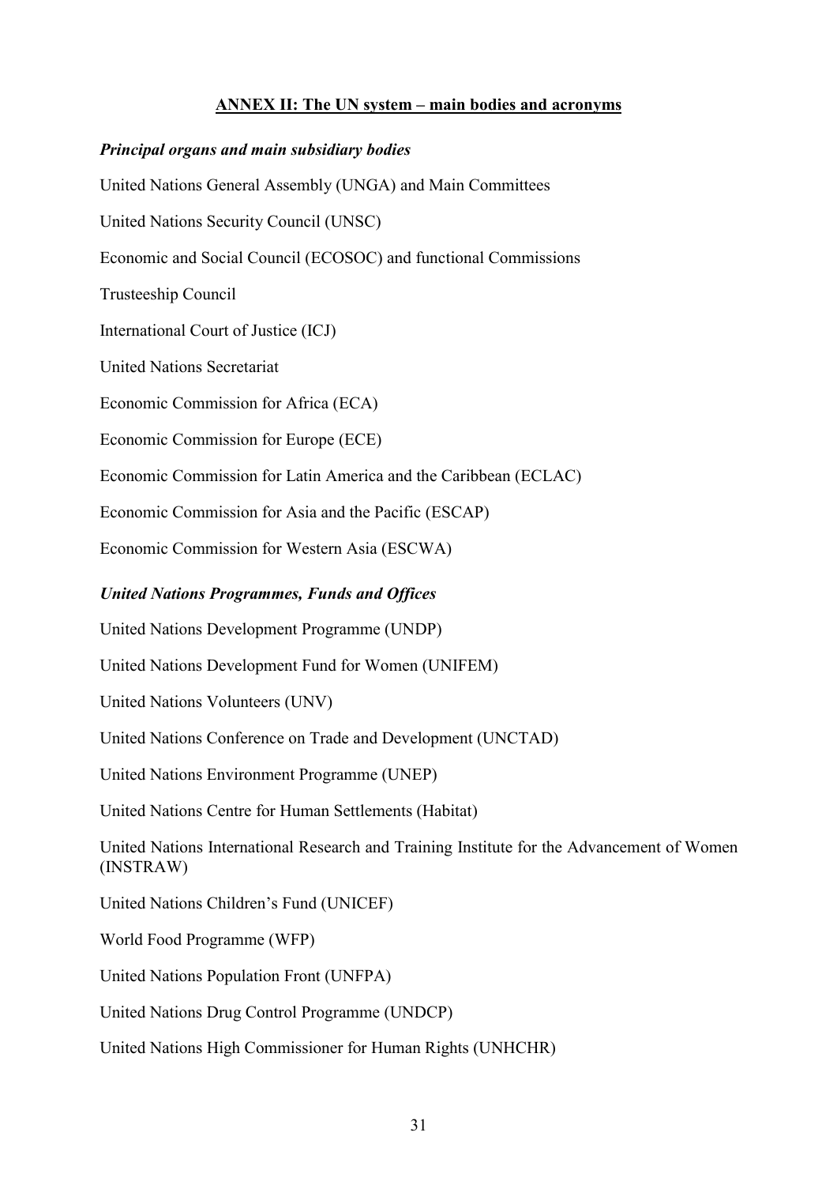## ANNEX II: The UN system – main bodies and acronyms

### *Principal organs and main subsidiary bodies*

United Nations General Assembly (UNGA) and Main Committees

United Nations Security Council (UNSC)

Economic and Social Council (ECOSOC) and functional Commissions

Trusteeship Council

International Court of Justice (ICJ)

United Nations Secretariat

Economic Commission for Africa (ECA)

Economic Commission for Europe (ECE)

Economic Commission for Latin America and the Caribbean (ECLAC)

Economic Commission for Asia and the Pacific (ESCAP)

Economic Commission for Western Asia (ESCWA)

### *United Nations Programmes, Funds and Offices*

United Nations Development Programme (UNDP)

United Nations Development Fund for Women (UNIFEM)

United Nations Volunteers (UNV)

United Nations Conference on Trade and Development (UNCTAD)

United Nations Environment Programme (UNEP)

United Nations Centre for Human Settlements (Habitat)

United Nations International Research and Training Institute for the Advancement of Women (INSTRAW)

United Nations Children's Fund (UNICEF)

World Food Programme (WFP)

United Nations Population Front (UNFPA)

United Nations Drug Control Programme (UNDCP)

United Nations High Commissioner for Human Rights (UNHCHR)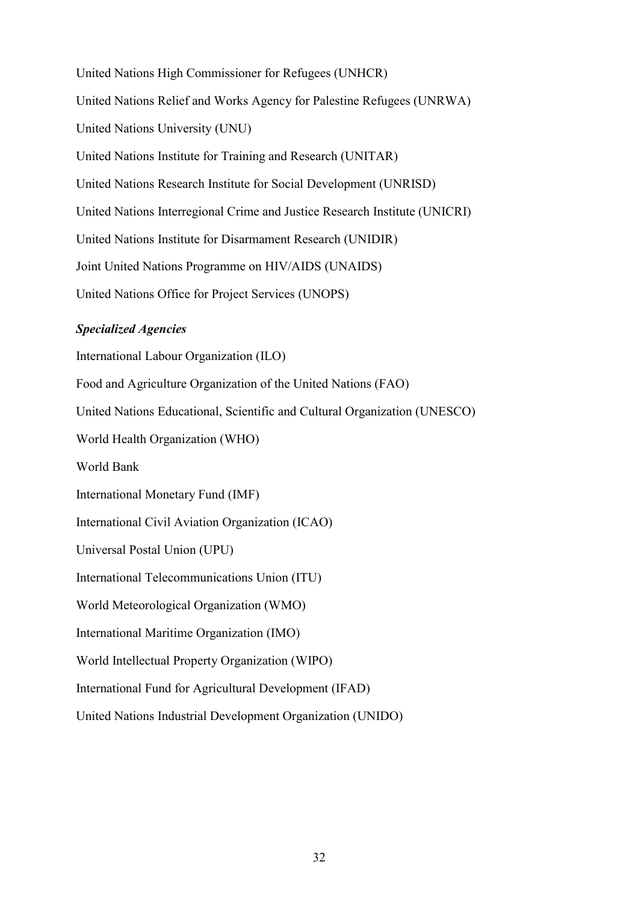United Nations High Commissioner for Refugees (UNHCR)

United Nations Relief and Works Agency for Palestine Refugees (UNRWA)

United Nations University (UNU)

United Nations Institute for Training and Research (UNITAR)

United Nations Research Institute for Social Development (UNRISD)

United Nations Interregional Crime and Justice Research Institute (UNICRI)

United Nations Institute for Disarmament Research (UNIDIR)

Joint United Nations Programme on HIV/AIDS (UNAIDS)

United Nations Office for Project Services (UNOPS)

***Specialized Agencies***

International Labour Organization (ILO)

Food and Agriculture Organization of the United Nations (FAO)

United Nations Educational, Scientific and Cultural Organization (UNESCO)

World Health Organization (WHO)

World Bank

International Monetary Fund (IMF)

International Civil Aviation Organization (ICAO)

Universal Postal Union (UPU)

International Telecommunications Union (ITU)

World Meteorological Organization (WMO)

International Maritime Organization (IMO)

World Intellectual Property Organization (WIPO)

International Fund for Agricultural Development (IFAD)

United Nations Industrial Development Organization (UNIDO)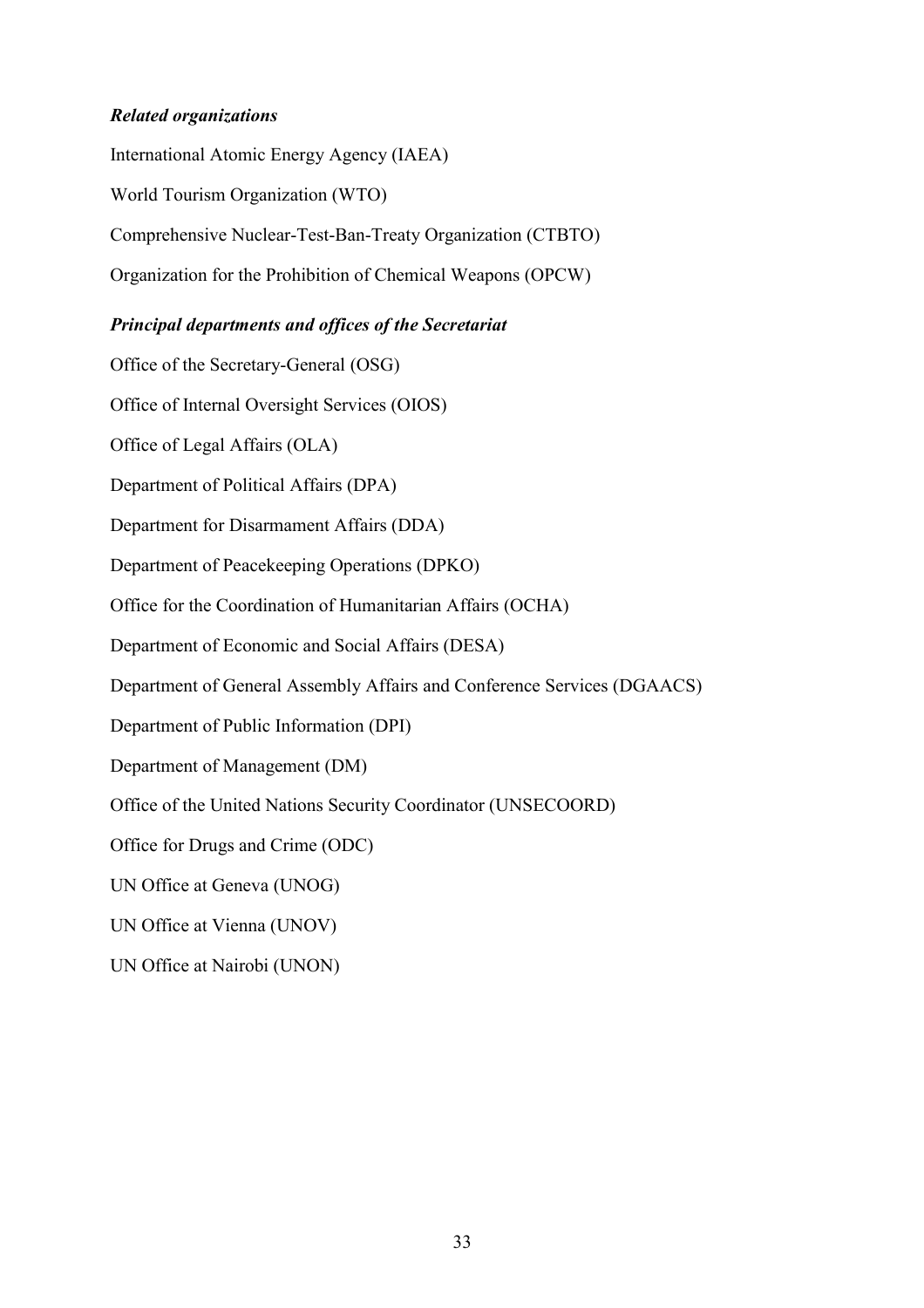### *Related organizations*

International Atomic Energy Agency (IAEA)

World Tourism Organization (WTO)

Comprehensive Nuclear-Test-Ban-Treaty Organization (CTBTO)

Organization for the Prohibition of Chemical Weapons (OPCW)

### *Principal departments and offices of the Secretariat*

Office of the Secretary-General (OSG)

Office of Internal Oversight Services (OIOS)

Office of Legal Affairs (OLA)

Department of Political Affairs (DPA)

Department for Disarmament Affairs (DDA)

Department of Peacekeeping Operations (DPKO)

Office for the Coordination of Humanitarian Affairs (OCHA)

Department of Economic and Social Affairs (DESA)

Department of General Assembly Affairs and Conference Services (DGAACS)

Department of Public Information (DPI)

Department of Management (DM)

Office of the United Nations Security Coordinator (UNSECOORD)

Office for Drugs and Crime (ODC)

UN Office at Geneva (UNOG)

UN Office at Vienna (UNOV)

UN Office at Nairobi (UNON)